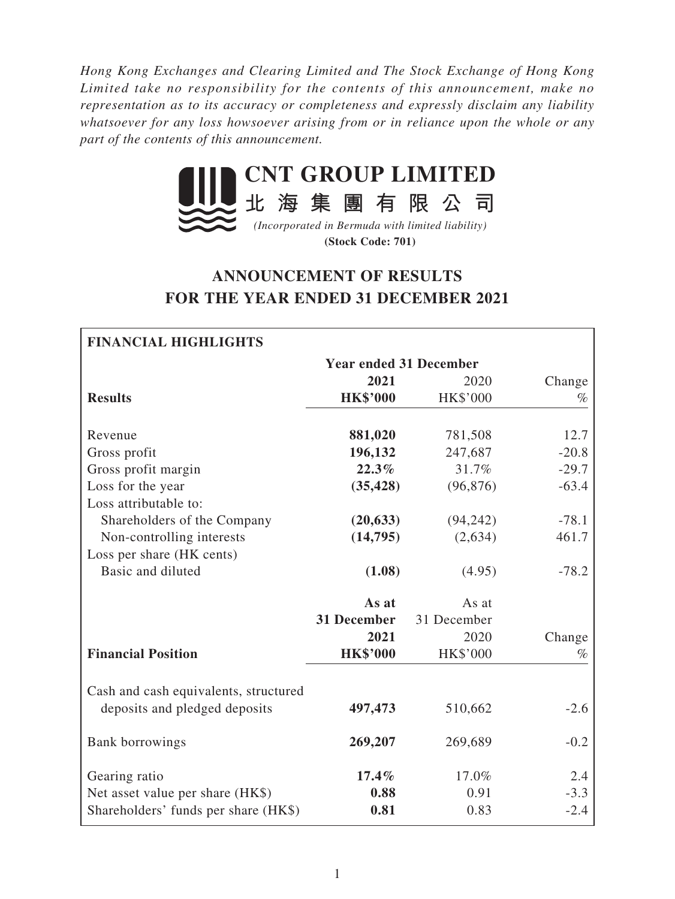*Hong Kong Exchanges and Clearing Limited and The Stock Exchange of Hong Kong Limited take no responsibility for the contents of this announcement, make no representation as to its accuracy or completeness and expressly disclaim any liability whatsoever for any loss howsoever arising from or in reliance upon the whole or any part of the contents of this announcement.*

# CNT GROUP LIMITED
# 北海集團有限公司

*(Incorporated in Bermuda with limited liability)*

**(Stock Code: 701)**

## ANNOUNCEMENT OF RESULTS FOR THE YEAR ENDED 31 DECEMBER 2021

**FINANCIAL HIGHLIGHTS**

| | Year ended 31 December | | |
|---|---|---|---|
| | **2021** | 2020 | Change |
| **Results** | **HK$'000** | HK$'000 | % |
| Revenue | **881,020** | 781,508 | 12.7 |
| Gross profit | **196,132** | 247,687 | -20.8 |
| Gross profit margin | **22.3%** | 31.7% | -29.7 |
| Loss for the year | **(35,428)** | (96,876) | -63.4 |
| Loss attributable to: | | | |
| Shareholders of the Company | **(20,633)** | (94,242) | -78.1 |
| Non-controlling interests | **(14,795)** | (2,634) | 461.7 |
| Loss per share (HK cents) | | | |
| Basic and diluted | **(1.08)** | (4.95) | -78.2 |

| | **As at 31 December 2021** | As at 31 December 2020 | Change |
|---|---|---|---|
| **Financial Position** | **HK$'000** | HK$'000 | % |
| Cash and cash equivalents, structured deposits and pledged deposits | **497,473** | 510,662 | -2.6 |
| Bank borrowings | **269,207** | 269,689 | -0.2 |
| Gearing ratio | **17.4%** | 17.0% | 2.4 |
| Net asset value per share (HK$) | **0.88** | 0.91 | -3.3 |
| Shareholders' funds per share (HK$) | **0.81** | 0.83 | -2.4 |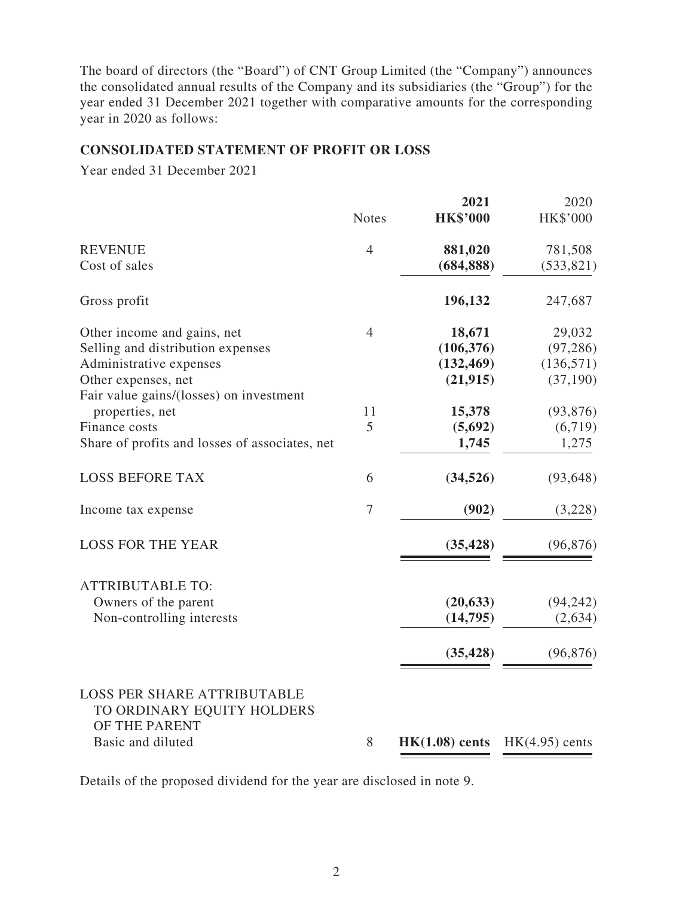The board of directors (the "Board") of CNT Group Limited (the "Company") announces the consolidated annual results of the Company and its subsidiaries (the "Group") for the year ended 31 December 2021 together with comparative amounts for the corresponding year in 2020 as follows:

## CONSOLIDATED STATEMENT OF PROFIT OR LOSS

Year ended 31 December 2021

| | Notes | **2021** **HK$'000** | 2020 HK$'000 |
|---|---|---|---|
| REVENUE | 4 | **881,020** | 781,508 |
| Cost of sales | | **(684,888)** | (533,821) |
| Gross profit | | **196,132** | 247,687 |
| Other income and gains, net | 4 | **18,671** | 29,032 |
| Selling and distribution expenses | | **(106,376)** | (97,286) |
| Administrative expenses | | **(132,469)** | (136,571) |
| Other expenses, net | | **(21,915)** | (37,190) |
| Fair value gains/(losses) on investment properties, net | 11 | **15,378** | (93,876) |
| Finance costs | 5 | **(5,692)** | (6,719) |
| Share of profits and losses of associates, net | | **1,745** | 1,275 |
| LOSS BEFORE TAX | 6 | **(34,526)** | (93,648) |
| Income tax expense | 7 | **(902)** | (3,228) |
| LOSS FOR THE YEAR | | **(35,428)** | (96,876) |
| ATTRIBUTABLE TO: | | | |
| Owners of the parent | | **(20,633)** | (94,242) |
| Non-controlling interests | | **(14,795)** | (2,634) |
| | | **(35,428)** | (96,876) |
| LOSS PER SHARE ATTRIBUTABLE TO ORDINARY EQUITY HOLDERS OF THE PARENT | | | |
| Basic and diluted | 8 | **HK(1.08) cents** | HK(4.95) cents |

Details of the proposed dividend for the year are disclosed in note 9.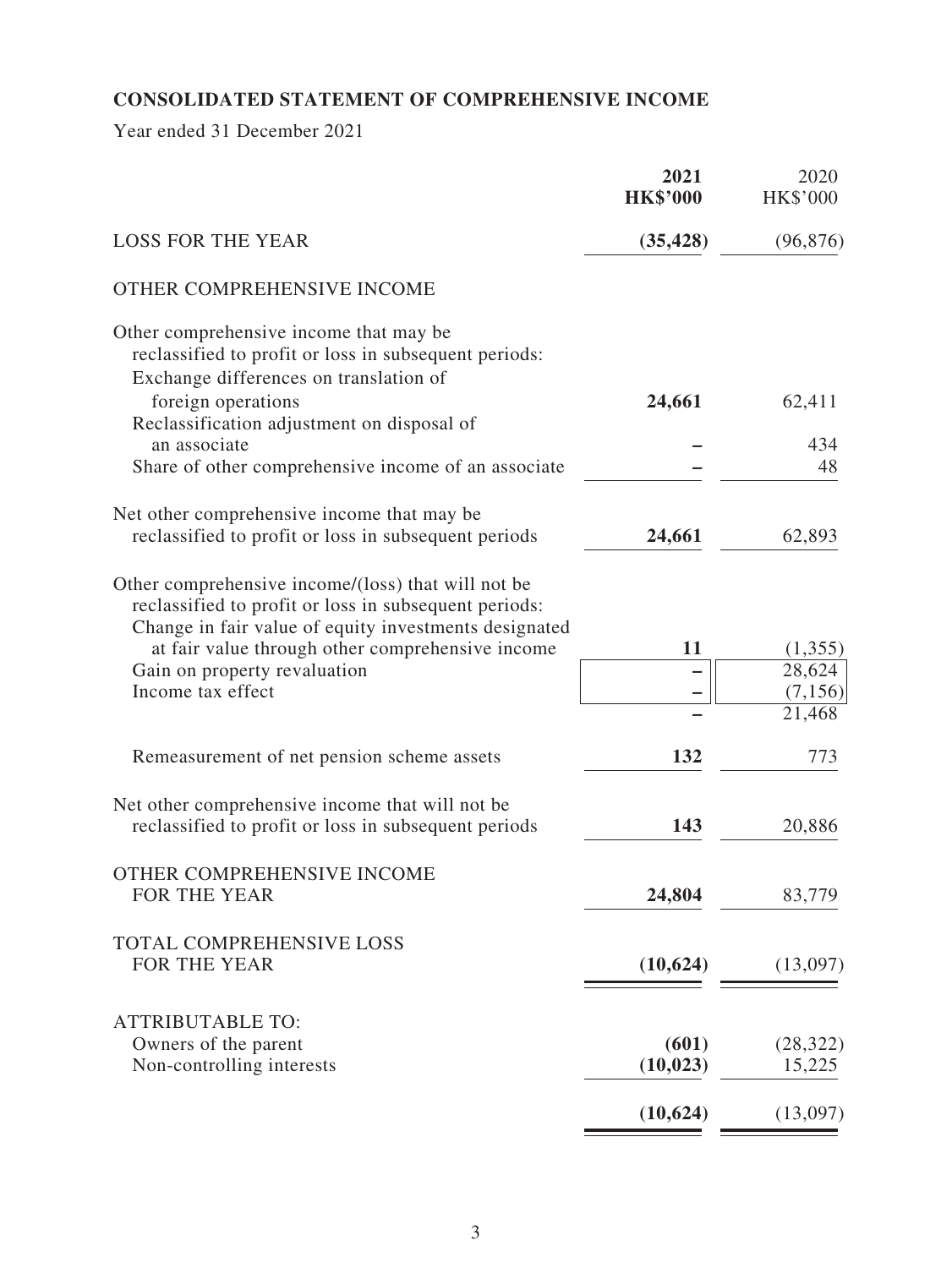## CONSOLIDATED STATEMENT OF COMPREHENSIVE INCOME

Year ended 31 December 2021

| | **2021** **HK$'000** | 2020 HK$'000 |
|---|---|---|
| LOSS FOR THE YEAR | **(35,428)** | (96,876) |
| OTHER COMPREHENSIVE INCOME | | |
| Other comprehensive income that may be reclassified to profit or loss in subsequent periods: | | |
| Exchange differences on translation of foreign operations | **24,661** | 62,411 |
| Reclassification adjustment on disposal of an associate | **–** | 434 |
| Share of other comprehensive income of an associate | **–** | 48 |
| Net other comprehensive income that may be reclassified to profit or loss in subsequent periods | **24,661** | 62,893 |
| Other comprehensive income/(loss) that will not be reclassified to profit or loss in subsequent periods: | | |
| Change in fair value of equity investments designated at fair value through other comprehensive income | **11** | (1,355) |
| Gain on property revaluation | **–** | 28,624 |
| Income tax effect | **–** | (7,156) |
| | **–** | 21,468 |
| Remeasurement of net pension scheme assets | **132** | 773 |
| Net other comprehensive income that will not be reclassified to profit or loss in subsequent periods | **143** | 20,886 |
| OTHER COMPREHENSIVE INCOME FOR THE YEAR | **24,804** | 83,779 |
| TOTAL COMPREHENSIVE LOSS FOR THE YEAR | **(10,624)** | (13,097) |
| ATTRIBUTABLE TO: | | |
| Owners of the parent | **(601)** | (28,322) |
| Non-controlling interests | **(10,023)** | 15,225 |
| | **(10,624)** | (13,097) |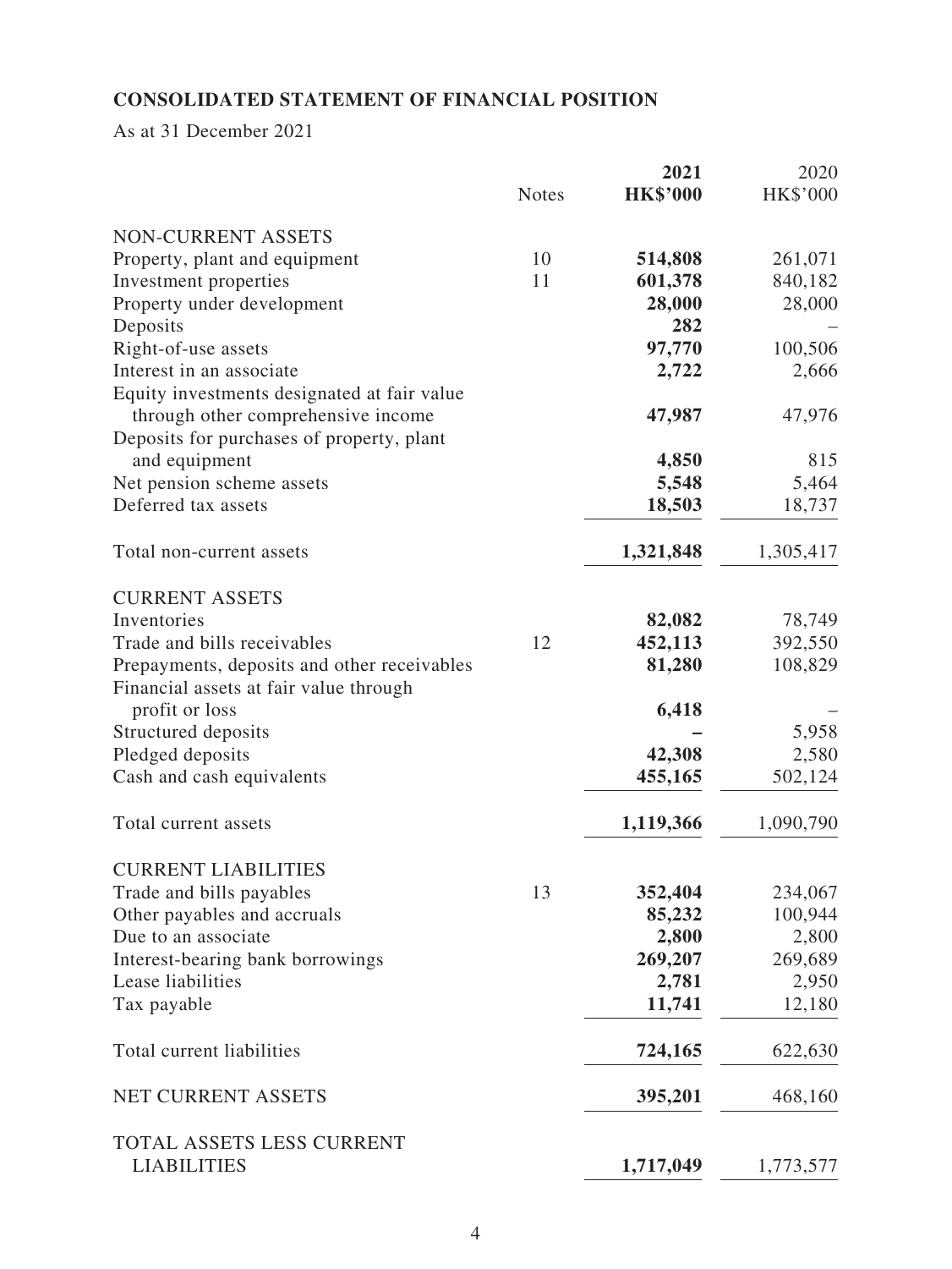## CONSOLIDATED STATEMENT OF FINANCIAL POSITION

As at 31 December 2021

| | Notes | **2021** | 2020 |
|---|---|---|---|
| | | **HK$'000** | HK$'000 |
| NON-CURRENT ASSETS | | | |
| Property, plant and equipment | 10 | **514,808** | 261,071 |
| Investment properties | 11 | **601,378** | 840,182 |
| Property under development | | **28,000** | 28,000 |
| Deposits | | **282** | – |
| Right-of-use assets | | **97,770** | 100,506 |
| Interest in an associate | | **2,722** | 2,666 |
| Equity investments designated at fair value through other comprehensive income | | **47,987** | 47,976 |
| Deposits for purchases of property, plant and equipment | | **4,850** | 815 |
| Net pension scheme assets | | **5,548** | 5,464 |
| Deferred tax assets | | **18,503** | 18,737 |
| Total non-current assets | | **1,321,848** | 1,305,417 |
| CURRENT ASSETS | | | |
| Inventories | | **82,082** | 78,749 |
| Trade and bills receivables | 12 | **452,113** | 392,550 |
| Prepayments, deposits and other receivables | | **81,280** | 108,829 |
| Financial assets at fair value through profit or loss | | **6,418** | – |
| Structured deposits | | **–** | 5,958 |
| Pledged deposits | | **42,308** | 2,580 |
| Cash and cash equivalents | | **455,165** | 502,124 |
| Total current assets | | **1,119,366** | 1,090,790 |
| CURRENT LIABILITIES | | | |
| Trade and bills payables | 13 | **352,404** | 234,067 |
| Other payables and accruals | | **85,232** | 100,944 |
| Due to an associate | | **2,800** | 2,800 |
| Interest-bearing bank borrowings | | **269,207** | 269,689 |
| Lease liabilities | | **2,781** | 2,950 |
| Tax payable | | **11,741** | 12,180 |
| Total current liabilities | | **724,165** | 622,630 |
| NET CURRENT ASSETS | | **395,201** | 468,160 |
| TOTAL ASSETS LESS CURRENT LIABILITIES | | **1,717,049** | 1,773,577 |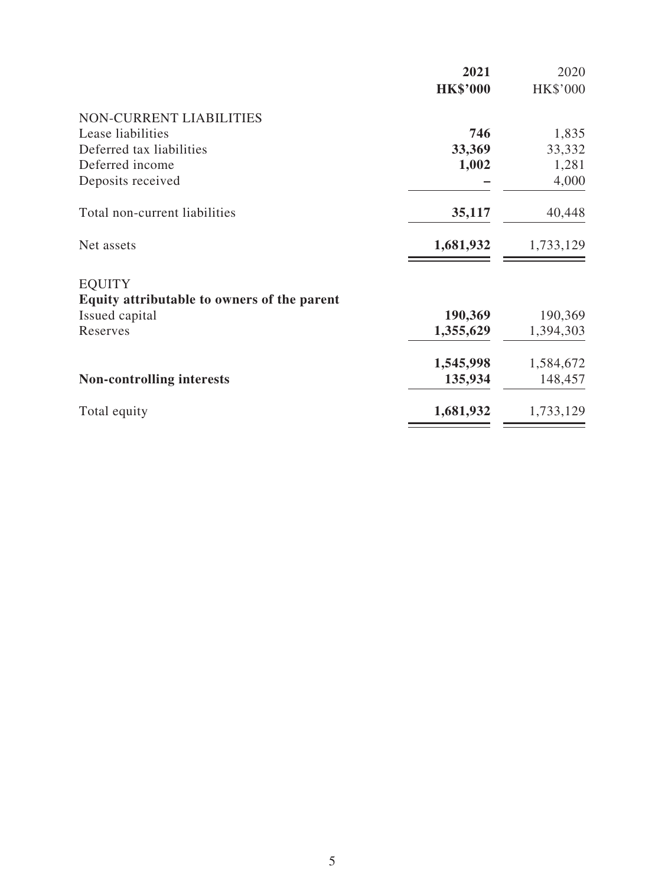| | 2021 | 2020 |
|---|---|---|
| | HK$'000 | HK$'000 |
| NON-CURRENT LIABILITIES | | |
| Lease liabilities | **746** | 1,835 |
| Deferred tax liabilities | **33,369** | 33,332 |
| Deferred income | **1,002** | 1,281 |
| Deposits received | **–** | 4,000 |
| Total non-current liabilities | **35,117** | 40,448 |
| Net assets | **1,681,932** | 1,733,129 |
| EQUITY | | |
| **Equity attributable to owners of the parent** | | |
| Issued capital | **190,369** | 190,369 |
| Reserves | **1,355,629** | 1,394,303 |
| | **1,545,998** | 1,584,672 |
| **Non-controlling interests** | **135,934** | 148,457 |
| Total equity | **1,681,932** | 1,733,129 |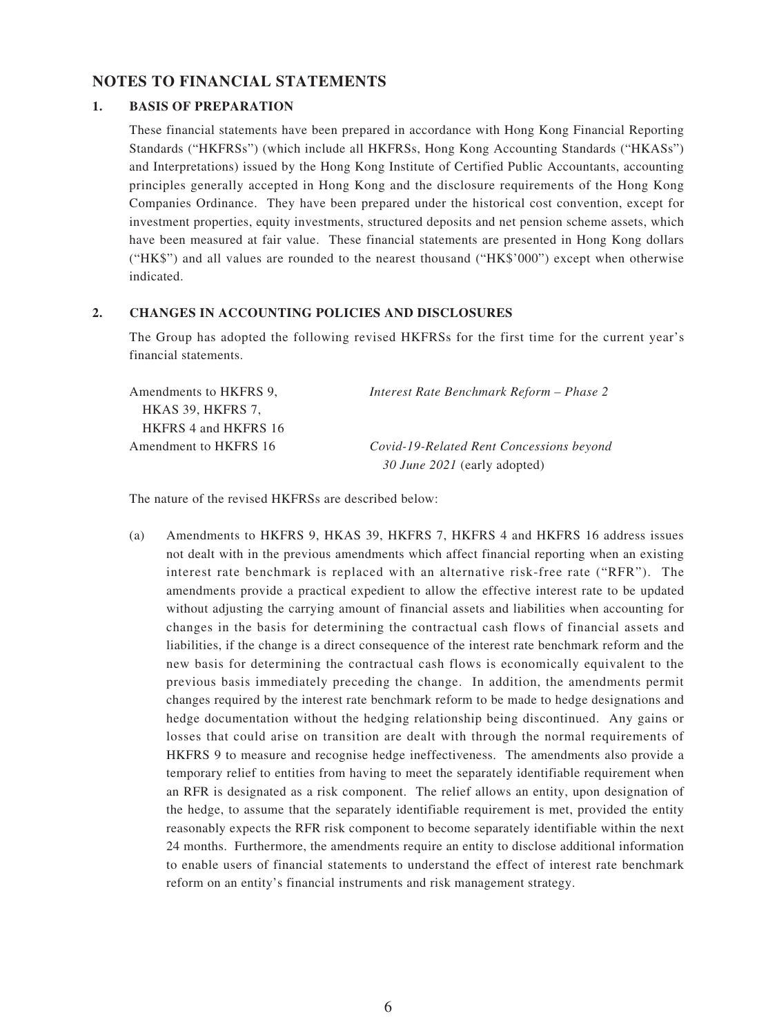## NOTES TO FINANCIAL STATEMENTS

### 1. BASIS OF PREPARATION

These financial statements have been prepared in accordance with Hong Kong Financial Reporting Standards ("HKFRSs") (which include all HKFRSs, Hong Kong Accounting Standards ("HKASs") and Interpretations) issued by the Hong Kong Institute of Certified Public Accountants, accounting principles generally accepted in Hong Kong and the disclosure requirements of the Hong Kong Companies Ordinance. They have been prepared under the historical cost convention, except for investment properties, equity investments, structured deposits and net pension scheme assets, which have been measured at fair value. These financial statements are presented in Hong Kong dollars ("HK$") and all values are rounded to the nearest thousand ("HK$'000") except when otherwise indicated.

### 2. CHANGES IN ACCOUNTING POLICIES AND DISCLOSURES

The Group has adopted the following revised HKFRSs for the first time for the current year's financial statements.

| | |
|---|---|
| Amendments to HKFRS 9, HKAS 39, HKFRS 7, HKFRS 4 and HKFRS 16 | *Interest Rate Benchmark Reform – Phase 2* |
| Amendment to HKFRS 16 | *Covid-19-Related Rent Concessions beyond 30 June 2021* (early adopted) |

The nature of the revised HKFRSs are described below:

(a) Amendments to HKFRS 9, HKAS 39, HKFRS 7, HKFRS 4 and HKFRS 16 address issues not dealt with in the previous amendments which affect financial reporting when an existing interest rate benchmark is replaced with an alternative risk-free rate ("RFR"). The amendments provide a practical expedient to allow the effective interest rate to be updated without adjusting the carrying amount of financial assets and liabilities when accounting for changes in the basis for determining the contractual cash flows of financial assets and liabilities, if the change is a direct consequence of the interest rate benchmark reform and the new basis for determining the contractual cash flows is economically equivalent to the previous basis immediately preceding the change. In addition, the amendments permit changes required by the interest rate benchmark reform to be made to hedge designations and hedge documentation without the hedging relationship being discontinued. Any gains or losses that could arise on transition are dealt with through the normal requirements of HKFRS 9 to measure and recognise hedge ineffectiveness. The amendments also provide a temporary relief to entities from having to meet the separately identifiable requirement when an RFR is designated as a risk component. The relief allows an entity, upon designation of the hedge, to assume that the separately identifiable requirement is met, provided the entity reasonably expects the RFR risk component to become separately identifiable within the next 24 months. Furthermore, the amendments require an entity to disclose additional information to enable users of financial statements to understand the effect of interest rate benchmark reform on an entity's financial instruments and risk management strategy.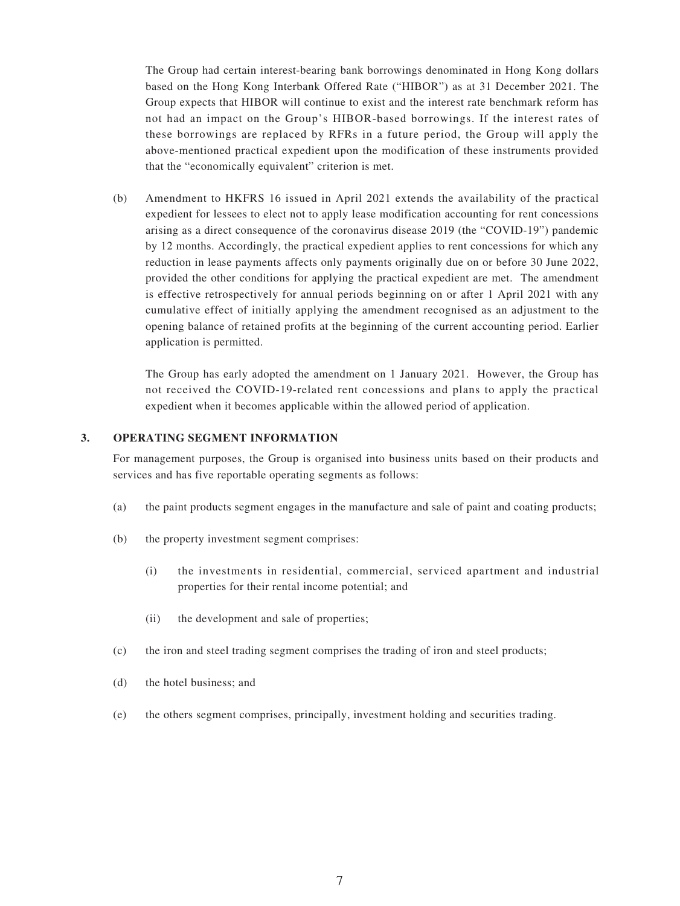The Group had certain interest-bearing bank borrowings denominated in Hong Kong dollars based on the Hong Kong Interbank Offered Rate ("HIBOR") as at 31 December 2021. The Group expects that HIBOR will continue to exist and the interest rate benchmark reform has not had an impact on the Group's HIBOR-based borrowings. If the interest rates of these borrowings are replaced by RFRs in a future period, the Group will apply the above-mentioned practical expedient upon the modification of these instruments provided that the "economically equivalent" criterion is met.

(b) Amendment to HKFRS 16 issued in April 2021 extends the availability of the practical expedient for lessees to elect not to apply lease modification accounting for rent concessions arising as a direct consequence of the coronavirus disease 2019 (the "COVID-19") pandemic by 12 months. Accordingly, the practical expedient applies to rent concessions for which any reduction in lease payments affects only payments originally due on or before 30 June 2022, provided the other conditions for applying the practical expedient are met. The amendment is effective retrospectively for annual periods beginning on or after 1 April 2021 with any cumulative effect of initially applying the amendment recognised as an adjustment to the opening balance of retained profits at the beginning of the current accounting period. Earlier application is permitted.

The Group has early adopted the amendment on 1 January 2021. However, the Group has not received the COVID-19-related rent concessions and plans to apply the practical expedient when it becomes applicable within the allowed period of application.

## 3. OPERATING SEGMENT INFORMATION

For management purposes, the Group is organised into business units based on their products and services and has five reportable operating segments as follows:

(a) the paint products segment engages in the manufacture and sale of paint and coating products;

(b) the property investment segment comprises:

 (i) the investments in residential, commercial, serviced apartment and industrial properties for their rental income potential; and

 (ii) the development and sale of properties;

(c) the iron and steel trading segment comprises the trading of iron and steel products;

(d) the hotel business; and

(e) the others segment comprises, principally, investment holding and securities trading.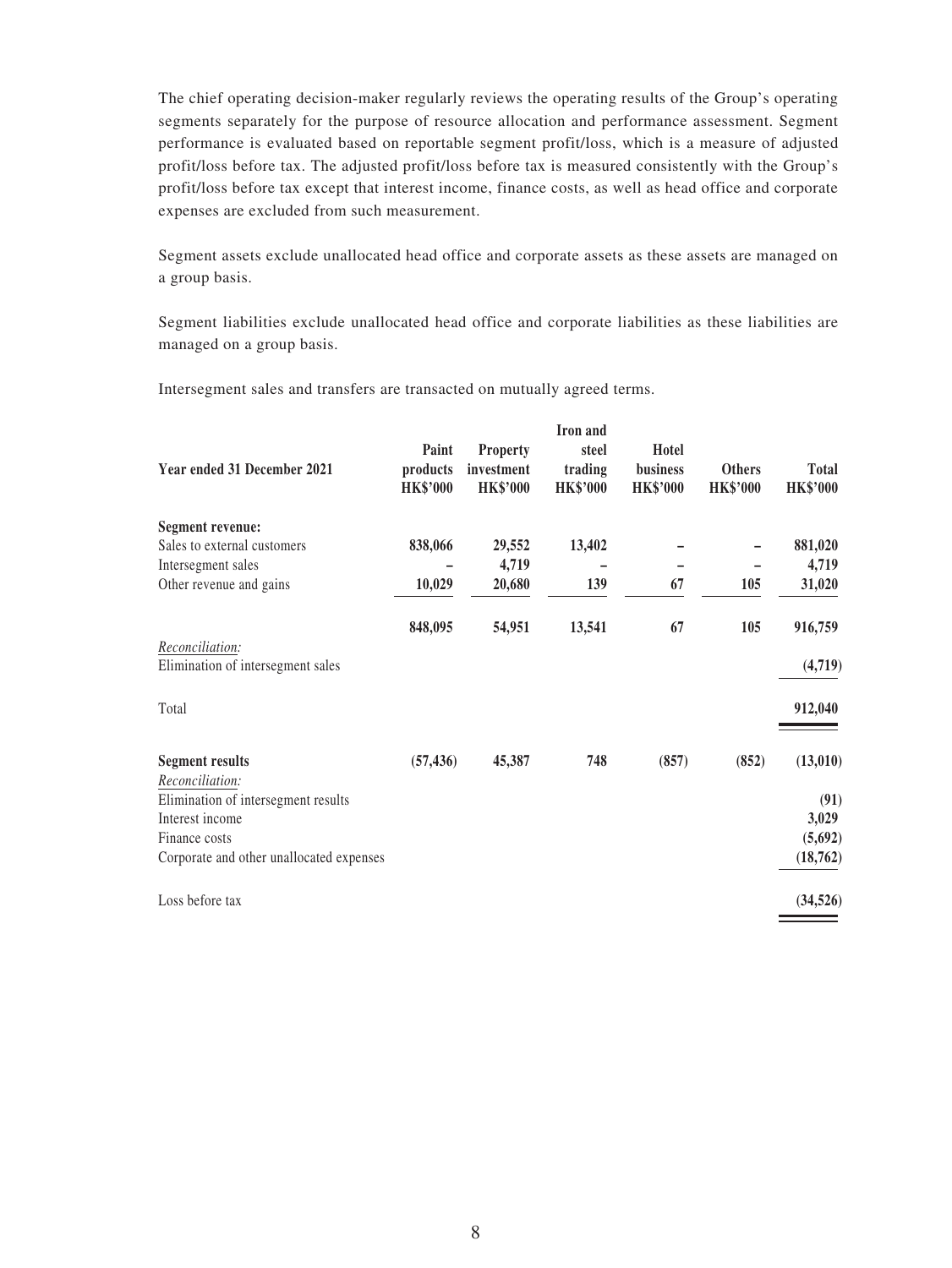The chief operating decision-maker regularly reviews the operating results of the Group's operating segments separately for the purpose of resource allocation and performance assessment. Segment performance is evaluated based on reportable segment profit/loss, which is a measure of adjusted profit/loss before tax. The adjusted profit/loss before tax is measured consistently with the Group's profit/loss before tax except that interest income, finance costs, as well as head office and corporate expenses are excluded from such measurement.

Segment assets exclude unallocated head office and corporate assets as these assets are managed on a group basis.

Segment liabilities exclude unallocated head office and corporate liabilities as these liabilities are managed on a group basis.

Intersegment sales and transfers are transacted on mutually agreed terms.

| Year ended 31 December 2021 | Paint products HK$'000 | Property investment HK$'000 | Iron and steel trading HK$'000 | Hotel business HK$'000 | Others HK$'000 | Total HK$'000 |
|---|---|---|---|---|---|---|
| **Segment revenue:** | | | | | | |
| Sales to external customers | 838,066 | 29,552 | 13,402 | – | – | 881,020 |
| Intersegment sales | – | 4,719 | – | – | – | 4,719 |
| Other revenue and gains | 10,029 | 20,680 | 139 | 67 | 105 | 31,020 |
| | 848,095 | 54,951 | 13,541 | 67 | 105 | 916,759 |
| *Reconciliation:* | | | | | | |
| Elimination of intersegment sales | | | | | | (4,719) |
| Total | | | | | | 912,040 |
| **Segment results** | (57,436) | 45,387 | 748 | (857) | (852) | (13,010) |
| *Reconciliation:* | | | | | | |
| Elimination of intersegment results | | | | | | (91) |
| Interest income | | | | | | 3,029 |
| Finance costs | | | | | | (5,692) |
| Corporate and other unallocated expenses | | | | | | (18,762) |
| Loss before tax | | | | | | (34,526) |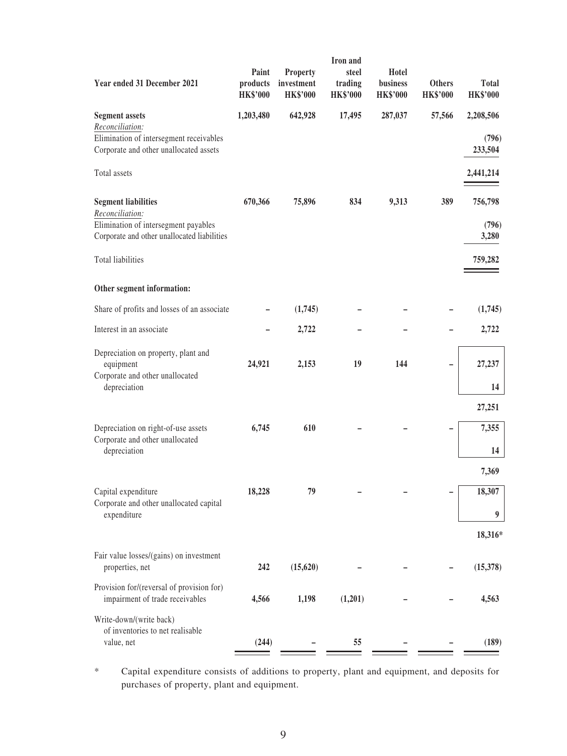| Year ended 31 December 2021 | Paint products HK$'000 | Property investment HK$'000 | Iron and steel trading HK$'000 | Hotel business HK$'000 | Others HK$'000 | Total HK$'000 |
|---|---|---|---|---|---|---|
| **Segment assets** | 1,203,480 | 642,928 | 17,495 | 287,037 | 57,566 | 2,208,506 |
| *Reconciliation:* | | | | | | |
| Elimination of intersegment receivables | | | | | | (796) |
| Corporate and other unallocated assets | | | | | | 233,504 |
| Total assets | | | | | | 2,441,214 |
| **Segment liabilities** | 670,366 | 75,896 | 834 | 9,313 | 389 | 756,798 |
| *Reconciliation:* | | | | | | |
| Elimination of intersegment payables | | | | | | (796) |
| Corporate and other unallocated liabilities | | | | | | 3,280 |
| Total liabilities | | | | | | 759,282 |
| **Other segment information:** | | | | | | |
| Share of profits and losses of an associate | – | (1,745) | – | – | – | (1,745) |
| Interest in an associate | – | 2,722 | – | – | – | 2,722 |
| Depreciation on property, plant and equipment | 24,921 | 2,153 | 19 | 144 | – | 27,237 |
| Corporate and other unallocated depreciation | | | | | | 14 |
| | | | | | | 27,251 |
| Depreciation on right-of-use assets | 6,745 | 610 | – | – | – | 7,355 |
| Corporate and other unallocated depreciation | | | | | | 14 |
| | | | | | | 7,369 |
| Capital expenditure | 18,228 | 79 | – | – | – | 18,307 |
| Corporate and other unallocated capital expenditure | | | | | | 9 |
| | | | | | | 18,316* |
| Fair value losses/(gains) on investment properties, net | 242 | (15,620) | – | – | – | (15,378) |
| Provision for/(reversal of provision for) impairment of trade receivables | 4,566 | 1,198 | (1,201) | – | – | 4,563 |
| Write-down/(write back) of inventories to net realisable value, net | (244) | – | 55 | – | – | (189) |

\* Capital expenditure consists of additions to property, plant and equipment, and deposits for purchases of property, plant and equipment.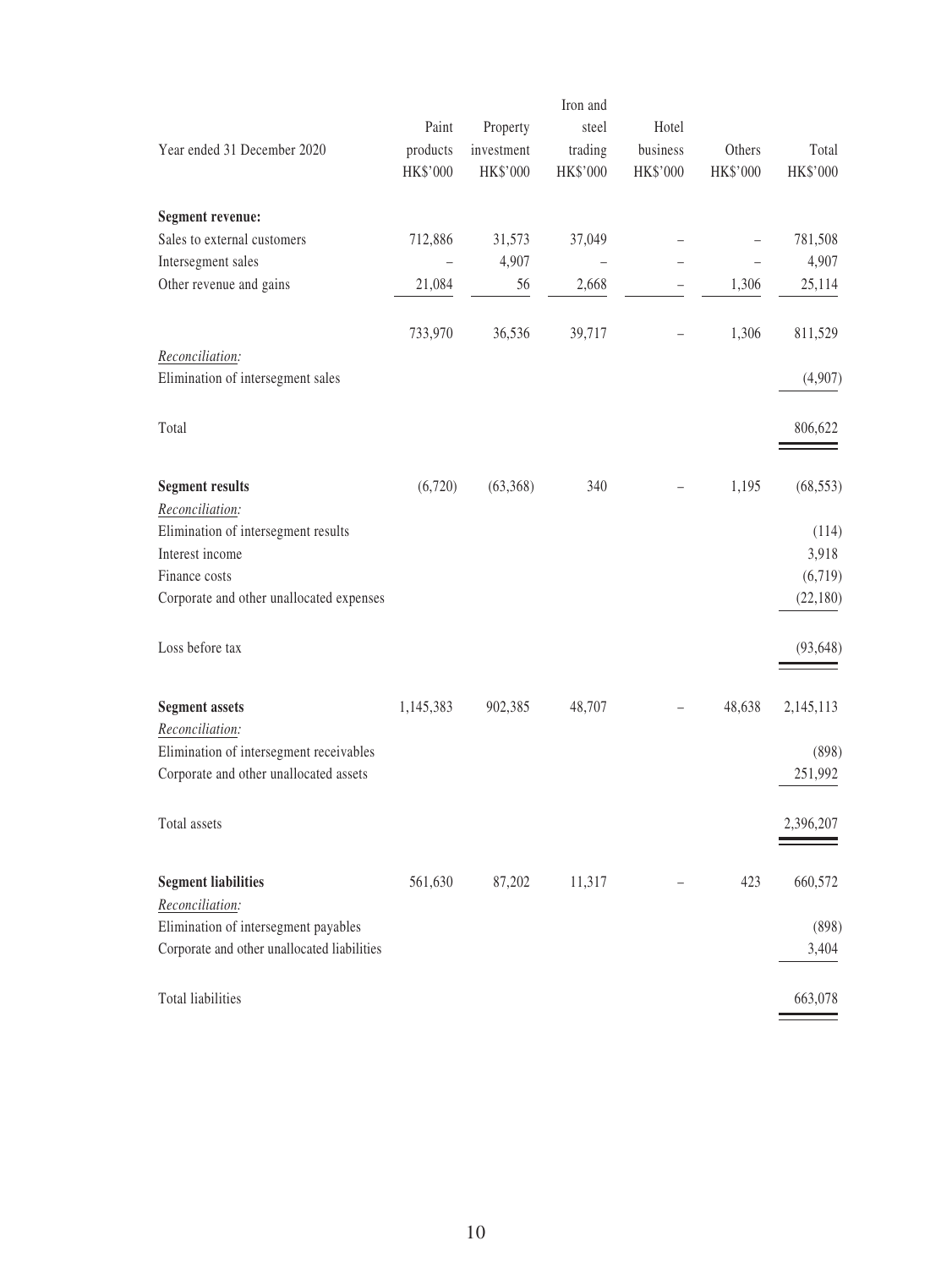| Year ended 31 December 2020 | Paint products HK$'000 | Property investment HK$'000 | Iron and steel trading HK$'000 | Hotel business HK$'000 | Others HK$'000 | Total HK$'000 |
|---|---|---|---|---|---|---|
| **Segment revenue:** | | | | | | |
| Sales to external customers | 712,886 | 31,573 | 37,049 | – | – | 781,508 |
| Intersegment sales | – | 4,907 | – | – | – | 4,907 |
| Other revenue and gains | 21,084 | 56 | 2,668 | – | 1,306 | 25,114 |
| | 733,970 | 36,536 | 39,717 | – | 1,306 | 811,529 |
| *Reconciliation:* | | | | | | |
| Elimination of intersegment sales | | | | | | (4,907) |
| Total | | | | | | 806,622 |
| **Segment results** | (6,720) | (63,368) | 340 | – | 1,195 | (68,553) |
| *Reconciliation:* | | | | | | |
| Elimination of intersegment results | | | | | | (114) |
| Interest income | | | | | | 3,918 |
| Finance costs | | | | | | (6,719) |
| Corporate and other unallocated expenses | | | | | | (22,180) |
| Loss before tax | | | | | | (93,648) |
| **Segment assets** | 1,145,383 | 902,385 | 48,707 | – | 48,638 | 2,145,113 |
| *Reconciliation:* | | | | | | |
| Elimination of intersegment receivables | | | | | | (898) |
| Corporate and other unallocated assets | | | | | | 251,992 |
| Total assets | | | | | | 2,396,207 |
| **Segment liabilities** | 561,630 | 87,202 | 11,317 | – | 423 | 660,572 |
| *Reconciliation:* | | | | | | |
| Elimination of intersegment payables | | | | | | (898) |
| Corporate and other unallocated liabilities | | | | | | 3,404 |
| Total liabilities | | | | | | 663,078 |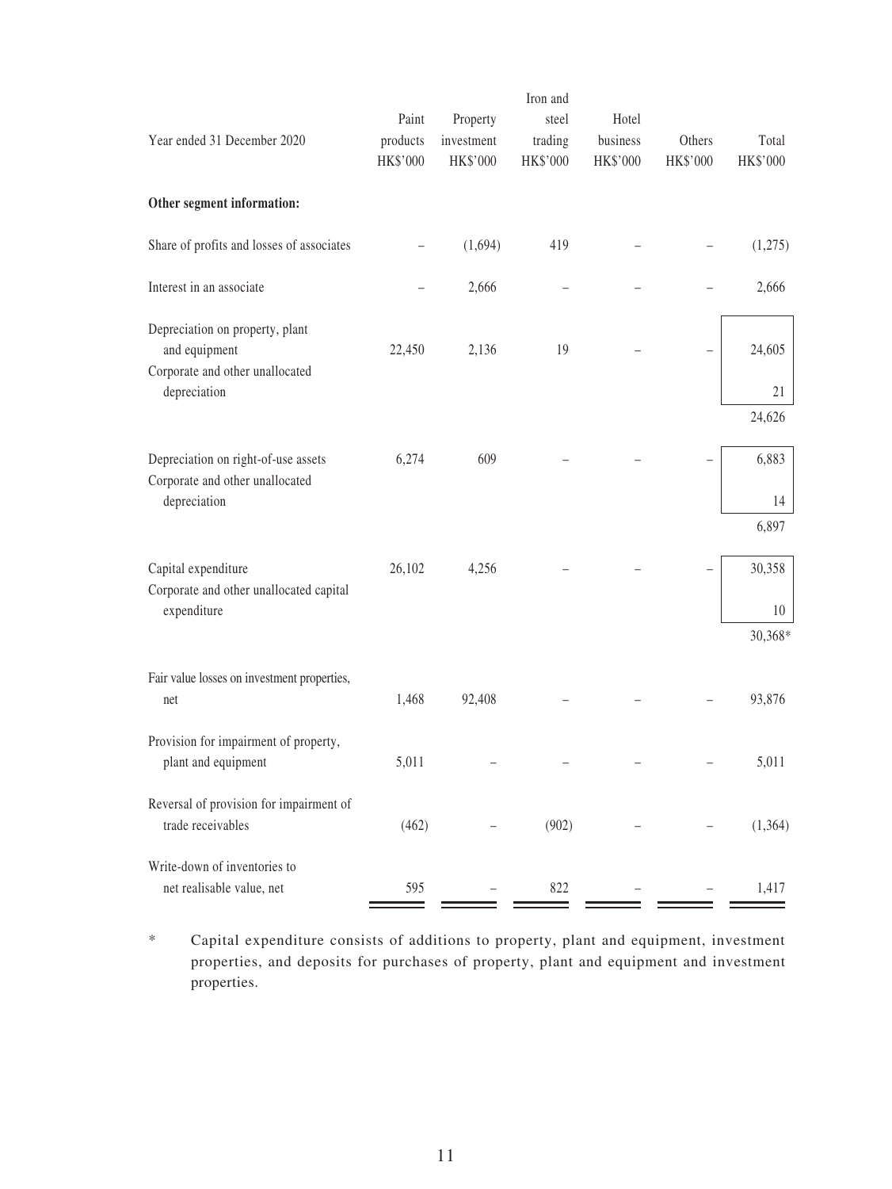| Year ended 31 December 2020 | Paint products HK$'000 | Property investment HK$'000 | Iron and steel trading HK$'000 | Hotel business HK$'000 | Others HK$'000 | Total HK$'000 |
|---|---|---|---|---|---|---|
| **Other segment information:** | | | | | | |
| Share of profits and losses of associates | – | (1,694) | 419 | – | – | (1,275) |
| Interest in an associate | – | 2,666 | – | – | – | 2,666 |
| Depreciation on property, plant and equipment | 22,450 | 2,136 | 19 | – | – | 24,605 |
| Corporate and other unallocated depreciation | | | | | | 21 |
| | | | | | | 24,626 |
| Depreciation on right-of-use assets | 6,274 | 609 | – | – | – | 6,883 |
| Corporate and other unallocated depreciation | | | | | | 14 |
| | | | | | | 6,897 |
| Capital expenditure | 26,102 | 4,256 | – | – | – | 30,358 |
| Corporate and other unallocated capital expenditure | | | | | | 10 |
| | | | | | | 30,368* |
| Fair value losses on investment properties, net | 1,468 | 92,408 | – | – | – | 93,876 |
| Provision for impairment of property, plant and equipment | 5,011 | – | – | – | – | 5,011 |
| Reversal of provision for impairment of trade receivables | (462) | – | (902) | – | – | (1,364) |
| Write-down of inventories to net realisable value, net | 595 | – | 822 | – | – | 1,417 |

\* Capital expenditure consists of additions to property, plant and equipment, investment properties, and deposits for purchases of property, plant and equipment and investment properties.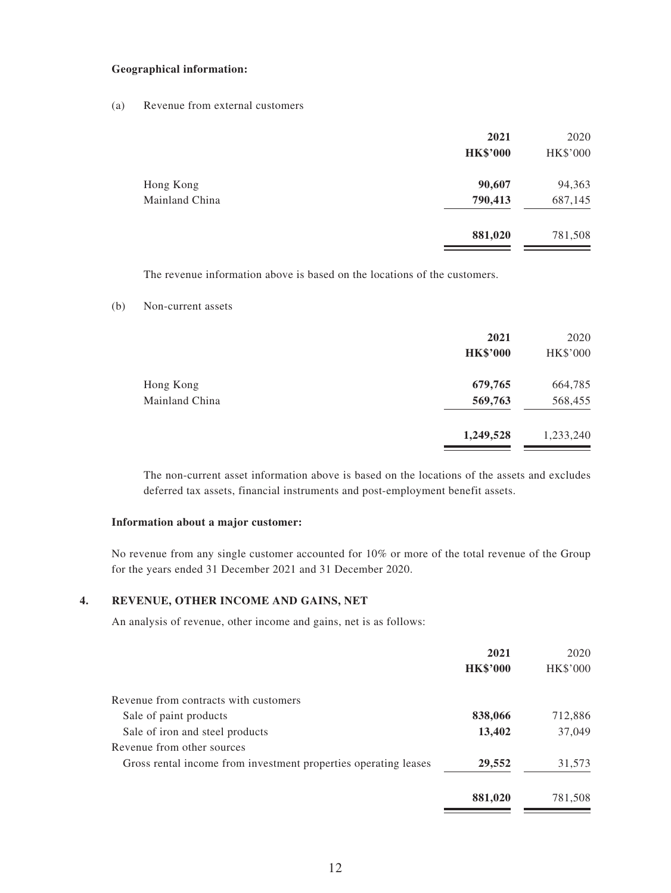**Geographical information:**

(a) Revenue from external customers

| | **2021** | 2020 |
|---|---|---|
| | **HK$'000** | HK$'000 |
| Hong Kong | **90,607** | 94,363 |
| Mainland China | **790,413** | 687,145 |
| | **881,020** | 781,508 |

The revenue information above is based on the locations of the customers.

(b) Non-current assets

| | **2021** | 2020 |
|---|---|---|
| | **HK$'000** | HK$'000 |
| Hong Kong | **679,765** | 664,785 |
| Mainland China | **569,763** | 568,455 |
| | **1,249,528** | 1,233,240 |

The non-current asset information above is based on the locations of the assets and excludes deferred tax assets, financial instruments and post-employment benefit assets.

**Information about a major customer:**

No revenue from any single customer accounted for 10% or more of the total revenue of the Group for the years ended 31 December 2021 and 31 December 2020.

## 4. REVENUE, OTHER INCOME AND GAINS, NET

An analysis of revenue, other income and gains, net is as follows:

| | **2021** | 2020 |
|---|---|---|
| | **HK$'000** | HK$'000 |
| Revenue from contracts with customers | | |
| Sale of paint products | **838,066** | 712,886 |
| Sale of iron and steel products | **13,402** | 37,049 |
| Revenue from other sources | | |
| Gross rental income from investment properties operating leases | **29,552** | 31,573 |
| | **881,020** | 781,508 |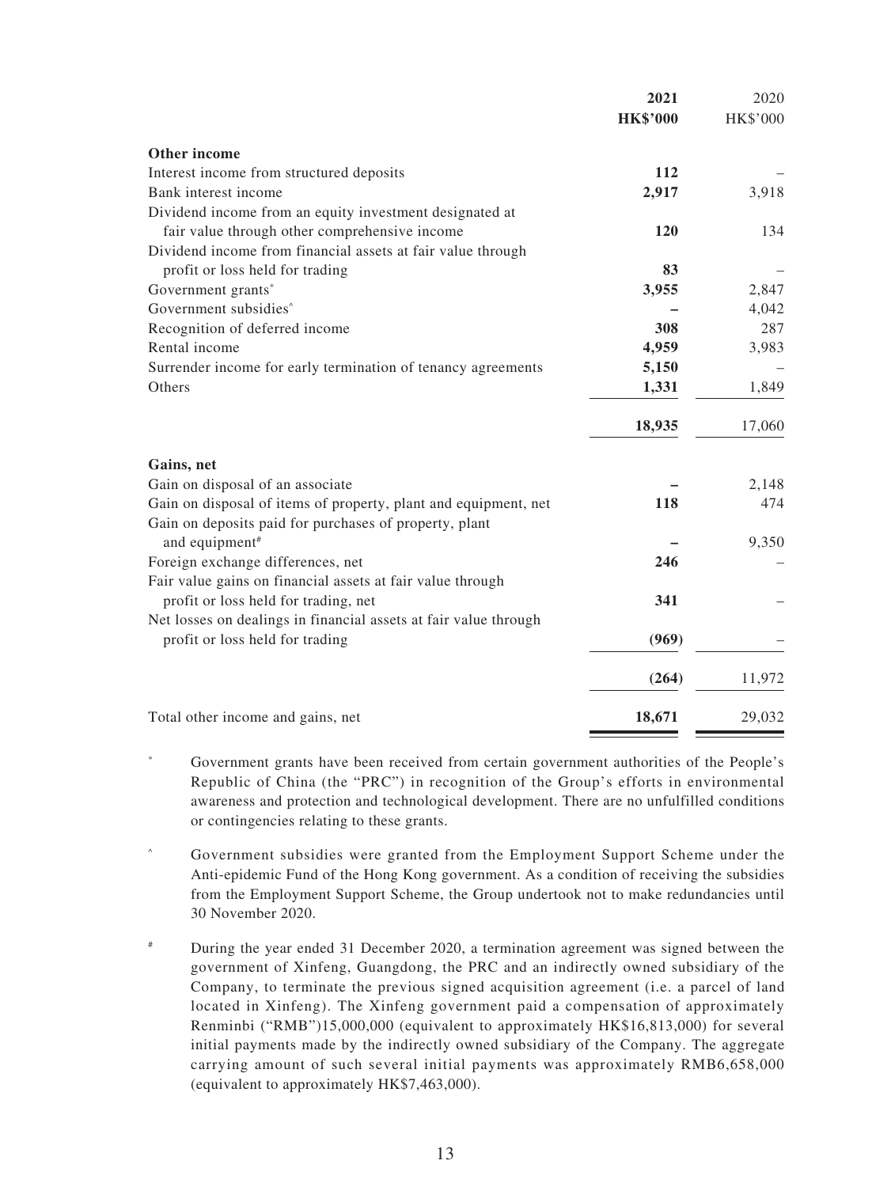| | 2021 HK$'000 | 2020 HK$'000 |
|---|---|---|
| **Other income** | | |
| Interest income from structured deposits | **112** | – |
| Bank interest income | **2,917** | 3,918 |
| Dividend income from an equity investment designated at fair value through other comprehensive income | **120** | 134 |
| Dividend income from financial assets at fair value through profit or loss held for trading | **83** | – |
| Government grants* | **3,955** | 2,847 |
| Government subsidies^ | **–** | 4,042 |
| Recognition of deferred income | **308** | 287 |
| Rental income | **4,959** | 3,983 |
| Surrender income for early termination of tenancy agreements | **5,150** | – |
| Others | **1,331** | 1,849 |
| | **18,935** | 17,060 |
| **Gains, net** | | |
| Gain on disposal of an associate | **–** | 2,148 |
| Gain on disposal of items of property, plant and equipment, net | **118** | 474 |
| Gain on deposits paid for purchases of property, plant and equipment# | **–** | 9,350 |
| Foreign exchange differences, net | **246** | – |
| Fair value gains on financial assets at fair value through profit or loss held for trading, net | **341** | – |
| Net losses on dealings in financial assets at fair value through profit or loss held for trading | **(969)** | – |
| | **(264)** | 11,972 |
| Total other income and gains, net | **18,671** | 29,032 |

\* Government grants have been received from certain government authorities of the People's Republic of China (the "PRC") in recognition of the Group's efforts in environmental awareness and protection and technological development. There are no unfulfilled conditions or contingencies relating to these grants.

^ Government subsidies were granted from the Employment Support Scheme under the Anti-epidemic Fund of the Hong Kong government. As a condition of receiving the subsidies from the Employment Support Scheme, the Group undertook not to make redundancies until 30 November 2020.

# During the year ended 31 December 2020, a termination agreement was signed between the government of Xinfeng, Guangdong, the PRC and an indirectly owned subsidiary of the Company, to terminate the previous signed acquisition agreement (i.e. a parcel of land located in Xinfeng). The Xinfeng government paid a compensation of approximately Renminbi ("RMB")15,000,000 (equivalent to approximately HK$16,813,000) for several initial payments made by the indirectly owned subsidiary of the Company. The aggregate carrying amount of such several initial payments was approximately RMB6,658,000 (equivalent to approximately HK$7,463,000).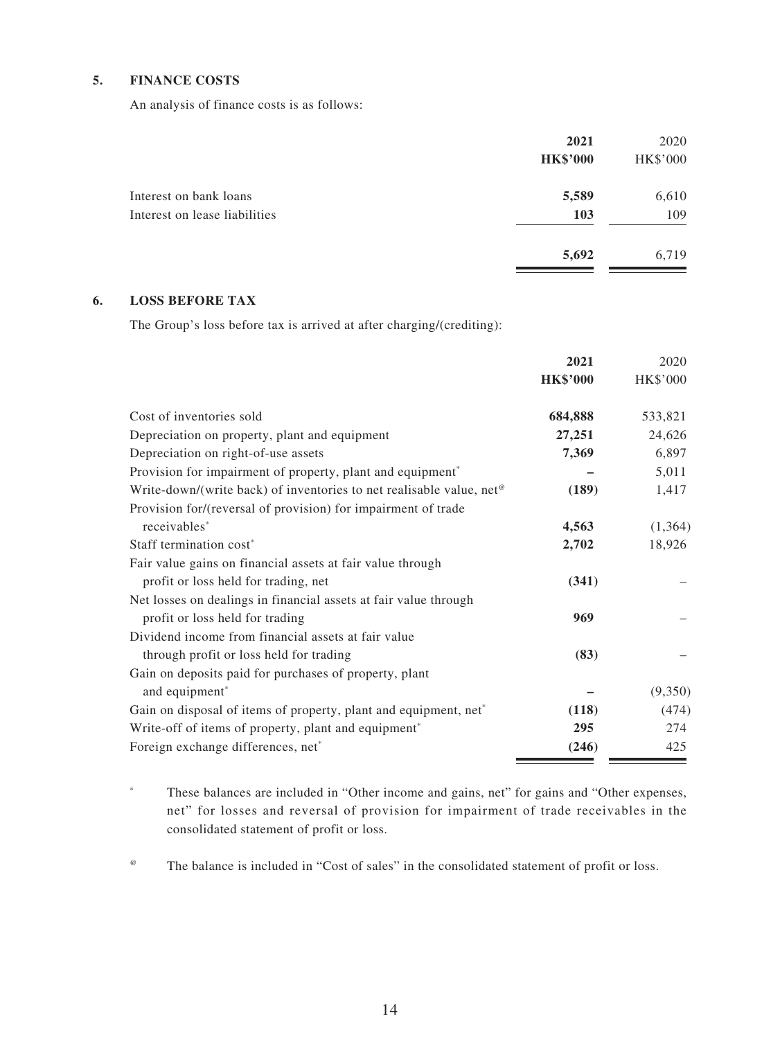## 5. FINANCE COSTS

An analysis of finance costs is as follows:

| | 2021<br>HK$'000 | 2020<br>HK$'000 |
|---|---|---|
| Interest on bank loans | **5,589** | 6,610 |
| Interest on lease liabilities | **103** | 109 |
| | **5,692** | 6,719 |

## 6. LOSS BEFORE TAX

The Group's loss before tax is arrived at after charging/(crediting):

| | 2021<br>HK$'000 | 2020<br>HK$'000 |
|---|---|---|
| Cost of inventories sold | **684,888** | 533,821 |
| Depreciation on property, plant and equipment | **27,251** | 24,626 |
| Depreciation on right-of-use assets | **7,369** | 6,897 |
| Provision for impairment of property, plant and equipment* | **–** | 5,011 |
| Write-down/(write back) of inventories to net realisable value, net@ | **(189)** | 1,417 |
| Provision for/(reversal of provision) for impairment of trade receivables* | **4,563** | (1,364) |
| Staff termination cost* | **2,702** | 18,926 |
| Fair value gains on financial assets at fair value through profit or loss held for trading, net | **(341)** | – |
| Net losses on dealings in financial assets at fair value through profit or loss held for trading | **969** | – |
| Dividend income from financial assets at fair value through profit or loss held for trading | **(83)** | – |
| Gain on deposits paid for purchases of property, plant and equipment* | **–** | (9,350) |
| Gain on disposal of items of property, plant and equipment, net* | **(118)** | (474) |
| Write-off of items of property, plant and equipment* | **295** | 274 |
| Foreign exchange differences, net* | **(246)** | 425 |

\* These balances are included in "Other income and gains, net" for gains and "Other expenses, net" for losses and reversal of provision for impairment of trade receivables in the consolidated statement of profit or loss.

@ The balance is included in "Cost of sales" in the consolidated statement of profit or loss.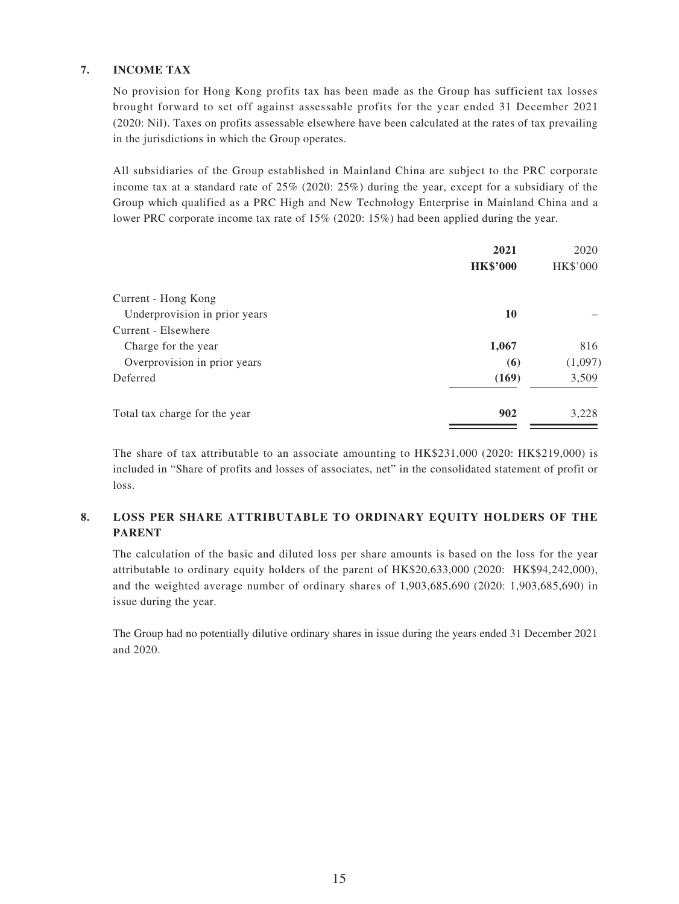## 7. INCOME TAX

No provision for Hong Kong profits tax has been made as the Group has sufficient tax losses brought forward to set off against assessable profits for the year ended 31 December 2021 (2020: Nil). Taxes on profits assessable elsewhere have been calculated at the rates of tax prevailing in the jurisdictions in which the Group operates.

All subsidiaries of the Group established in Mainland China are subject to the PRC corporate income tax at a standard rate of 25% (2020: 25%) during the year, except for a subsidiary of the Group which qualified as a PRC High and New Technology Enterprise in Mainland China and a lower PRC corporate income tax rate of 15% (2020: 15%) had been applied during the year.

| | **2021** | 2020 |
|---|---|---|
| | **HK$'000** | HK$'000 |
| Current - Hong Kong | | |
| Underprovision in prior years | **10** | – |
| Current - Elsewhere | | |
| Charge for the year | **1,067** | 816 |
| Overprovision in prior years | **(6)** | (1,097) |
| Deferred | **(169)** | 3,509 |
| Total tax charge for the year | **902** | 3,228 |

The share of tax attributable to an associate amounting to HK$231,000 (2020: HK$219,000) is included in "Share of profits and losses of associates, net" in the consolidated statement of profit or loss.

## 8. LOSS PER SHARE ATTRIBUTABLE TO ORDINARY EQUITY HOLDERS OF THE PARENT

The calculation of the basic and diluted loss per share amounts is based on the loss for the year attributable to ordinary equity holders of the parent of HK$20,633,000 (2020: HK$94,242,000), and the weighted average number of ordinary shares of 1,903,685,690 (2020: 1,903,685,690) in issue during the year.

The Group had no potentially dilutive ordinary shares in issue during the years ended 31 December 2021 and 2020.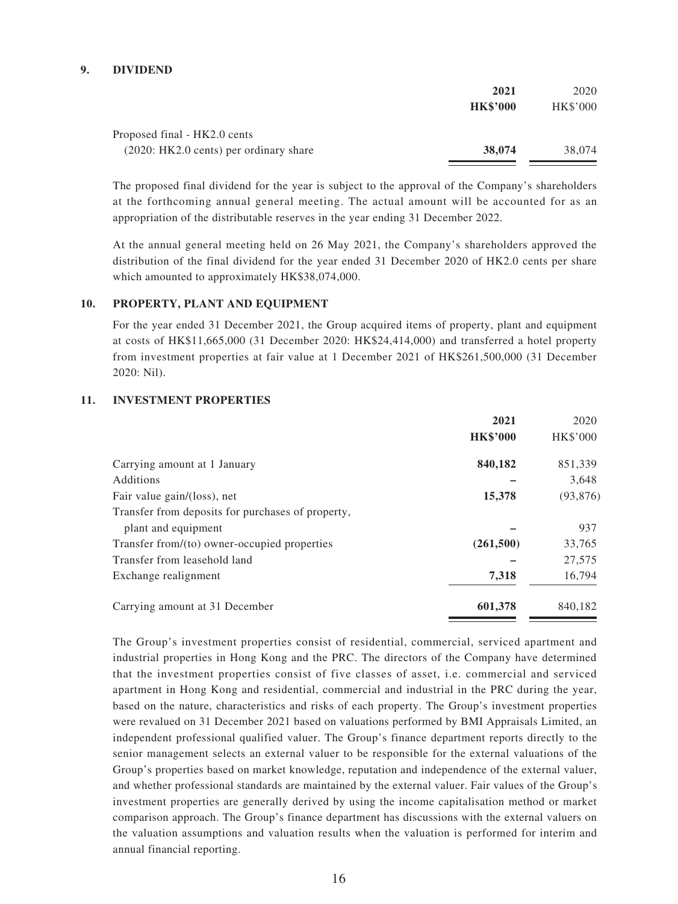## 9. DIVIDEND

| | 2021 HK$'000 | 2020 HK$'000 |
|---|---|---|
| Proposed final - HK2.0 cents (2020: HK2.0 cents) per ordinary share | **38,074** | 38,074 |

The proposed final dividend for the year is subject to the approval of the Company's shareholders at the forthcoming annual general meeting. The actual amount will be accounted for as an appropriation of the distributable reserves in the year ending 31 December 2022.

At the annual general meeting held on 26 May 2021, the Company's shareholders approved the distribution of the final dividend for the year ended 31 December 2020 of HK2.0 cents per share which amounted to approximately HK$38,074,000.

## 10. PROPERTY, PLANT AND EQUIPMENT

For the year ended 31 December 2021, the Group acquired items of property, plant and equipment at costs of HK$11,665,000 (31 December 2020: HK$24,414,000) and transferred a hotel property from investment properties at fair value at 1 December 2021 of HK$261,500,000 (31 December 2020: Nil).

## 11. INVESTMENT PROPERTIES

| | 2021 HK$'000 | 2020 HK$'000 |
|---|---|---|
| Carrying amount at 1 January | **840,182** | 851,339 |
| Additions | **–** | 3,648 |
| Fair value gain/(loss), net | **15,378** | (93,876) |
| Transfer from deposits for purchases of property, plant and equipment | **–** | 937 |
| Transfer from/(to) owner-occupied properties | **(261,500)** | 33,765 |
| Transfer from leasehold land | **–** | 27,575 |
| Exchange realignment | **7,318** | 16,794 |
| Carrying amount at 31 December | **601,378** | 840,182 |

The Group's investment properties consist of residential, commercial, serviced apartment and industrial properties in Hong Kong and the PRC. The directors of the Company have determined that the investment properties consist of five classes of asset, i.e. commercial and serviced apartment in Hong Kong and residential, commercial and industrial in the PRC during the year, based on the nature, characteristics and risks of each property. The Group's investment properties were revalued on 31 December 2021 based on valuations performed by BMI Appraisals Limited, an independent professional qualified valuer. The Group's finance department reports directly to the senior management selects an external valuer to be responsible for the external valuations of the Group's properties based on market knowledge, reputation and independence of the external valuer, and whether professional standards are maintained by the external valuer. Fair values of the Group's investment properties are generally derived by using the income capitalisation method or market comparison approach. The Group's finance department has discussions with the external valuers on the valuation assumptions and valuation results when the valuation is performed for interim and annual financial reporting.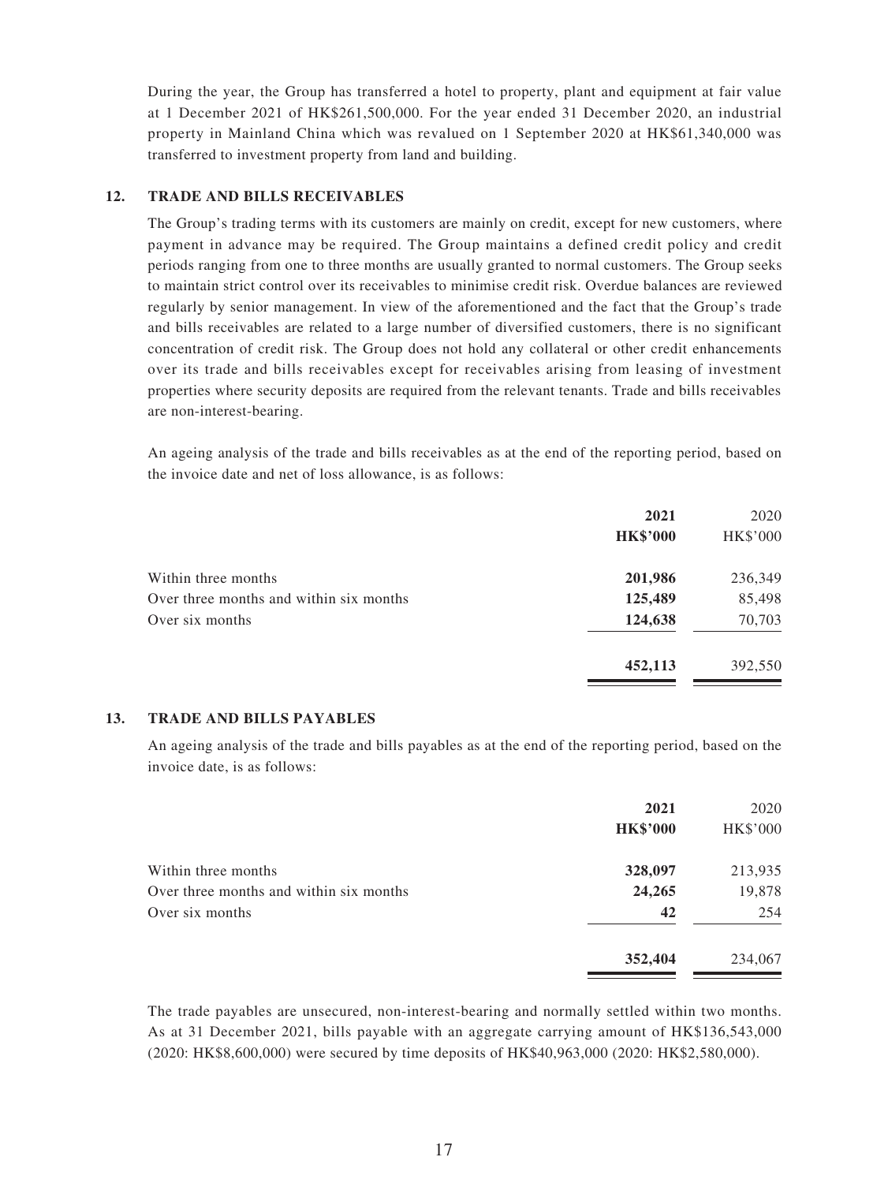During the year, the Group has transferred a hotel to property, plant and equipment at fair value at 1 December 2021 of HK$261,500,000. For the year ended 31 December 2020, an industrial property in Mainland China which was revalued on 1 September 2020 at HK$61,340,000 was transferred to investment property from land and building.

## 12. TRADE AND BILLS RECEIVABLES

The Group's trading terms with its customers are mainly on credit, except for new customers, where payment in advance may be required. The Group maintains a defined credit policy and credit periods ranging from one to three months are usually granted to normal customers. The Group seeks to maintain strict control over its receivables to minimise credit risk. Overdue balances are reviewed regularly by senior management. In view of the aforementioned and the fact that the Group's trade and bills receivables are related to a large number of diversified customers, there is no significant concentration of credit risk. The Group does not hold any collateral or other credit enhancements over its trade and bills receivables except for receivables arising from leasing of investment properties where security deposits are required from the relevant tenants. Trade and bills receivables are non-interest-bearing.

An ageing analysis of the trade and bills receivables as at the end of the reporting period, based on the invoice date and net of loss allowance, is as follows:

| | **2021** | 2020 |
|---|---|---|
| | **HK$'000** | HK$'000 |
| Within three months | **201,986** | 236,349 |
| Over three months and within six months | **125,489** | 85,498 |
| Over six months | **124,638** | 70,703 |
| | **452,113** | 392,550 |

## 13. TRADE AND BILLS PAYABLES

An ageing analysis of the trade and bills payables as at the end of the reporting period, based on the invoice date, is as follows:

| | **2021** | 2020 |
|---|---|---|
| | **HK$'000** | HK$'000 |
| Within three months | **328,097** | 213,935 |
| Over three months and within six months | **24,265** | 19,878 |
| Over six months | **42** | 254 |
| | **352,404** | 234,067 |

The trade payables are unsecured, non-interest-bearing and normally settled within two months. As at 31 December 2021, bills payable with an aggregate carrying amount of HK$136,543,000 (2020: HK$8,600,000) were secured by time deposits of HK$40,963,000 (2020: HK$2,580,000).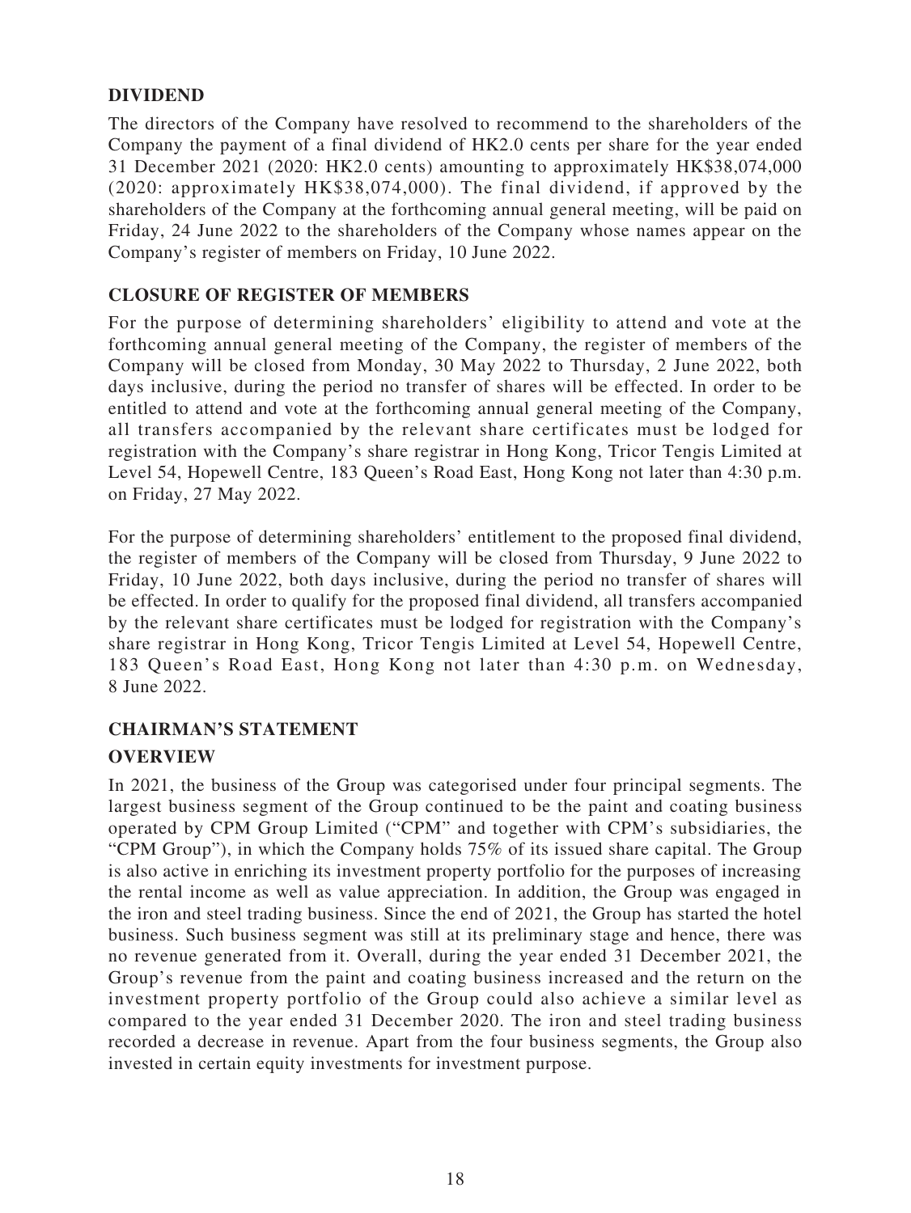## DIVIDEND

The directors of the Company have resolved to recommend to the shareholders of the Company the payment of a final dividend of HK2.0 cents per share for the year ended 31 December 2021 (2020: HK2.0 cents) amounting to approximately HK$38,074,000 (2020: approximately HK$38,074,000). The final dividend, if approved by the shareholders of the Company at the forthcoming annual general meeting, will be paid on Friday, 24 June 2022 to the shareholders of the Company whose names appear on the Company's register of members on Friday, 10 June 2022.

## CLOSURE OF REGISTER OF MEMBERS

For the purpose of determining shareholders' eligibility to attend and vote at the forthcoming annual general meeting of the Company, the register of members of the Company will be closed from Monday, 30 May 2022 to Thursday, 2 June 2022, both days inclusive, during the period no transfer of shares will be effected. In order to be entitled to attend and vote at the forthcoming annual general meeting of the Company, all transfers accompanied by the relevant share certificates must be lodged for registration with the Company's share registrar in Hong Kong, Tricor Tengis Limited at Level 54, Hopewell Centre, 183 Queen's Road East, Hong Kong not later than 4:30 p.m. on Friday, 27 May 2022.

For the purpose of determining shareholders' entitlement to the proposed final dividend, the register of members of the Company will be closed from Thursday, 9 June 2022 to Friday, 10 June 2022, both days inclusive, during the period no transfer of shares will be effected. In order to qualify for the proposed final dividend, all transfers accompanied by the relevant share certificates must be lodged for registration with the Company's share registrar in Hong Kong, Tricor Tengis Limited at Level 54, Hopewell Centre, 183 Queen's Road East, Hong Kong not later than 4:30 p.m. on Wednesday, 8 June 2022.

## CHAIRMAN'S STATEMENT

## OVERVIEW

In 2021, the business of the Group was categorised under four principal segments. The largest business segment of the Group continued to be the paint and coating business operated by CPM Group Limited ("CPM" and together with CPM's subsidiaries, the "CPM Group"), in which the Company holds 75% of its issued share capital. The Group is also active in enriching its investment property portfolio for the purposes of increasing the rental income as well as value appreciation. In addition, the Group was engaged in the iron and steel trading business. Since the end of 2021, the Group has started the hotel business. Such business segment was still at its preliminary stage and hence, there was no revenue generated from it. Overall, during the year ended 31 December 2021, the Group's revenue from the paint and coating business increased and the return on the investment property portfolio of the Group could also achieve a similar level as compared to the year ended 31 December 2020. The iron and steel trading business recorded a decrease in revenue. Apart from the four business segments, the Group also invested in certain equity investments for investment purpose.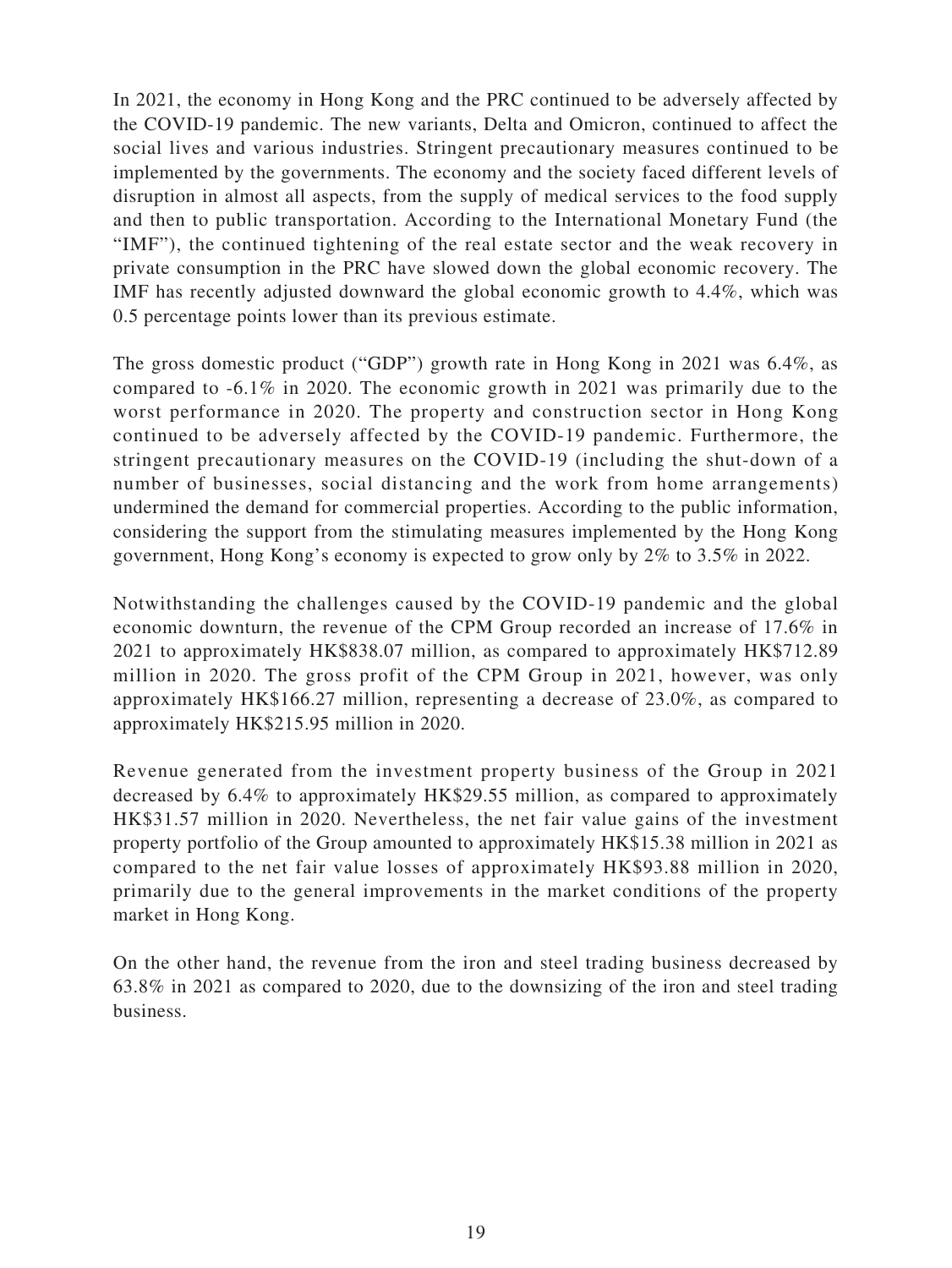In 2021, the economy in Hong Kong and the PRC continued to be adversely affected by the COVID-19 pandemic. The new variants, Delta and Omicron, continued to affect the social lives and various industries. Stringent precautionary measures continued to be implemented by the governments. The economy and the society faced different levels of disruption in almost all aspects, from the supply of medical services to the food supply and then to public transportation. According to the International Monetary Fund (the "IMF"), the continued tightening of the real estate sector and the weak recovery in private consumption in the PRC have slowed down the global economic recovery. The IMF has recently adjusted downward the global economic growth to 4.4%, which was 0.5 percentage points lower than its previous estimate.

The gross domestic product ("GDP") growth rate in Hong Kong in 2021 was 6.4%, as compared to -6.1% in 2020. The economic growth in 2021 was primarily due to the worst performance in 2020. The property and construction sector in Hong Kong continued to be adversely affected by the COVID-19 pandemic. Furthermore, the stringent precautionary measures on the COVID-19 (including the shut-down of a number of businesses, social distancing and the work from home arrangements) undermined the demand for commercial properties. According to the public information, considering the support from the stimulating measures implemented by the Hong Kong government, Hong Kong's economy is expected to grow only by 2% to 3.5% in 2022.

Notwithstanding the challenges caused by the COVID-19 pandemic and the global economic downturn, the revenue of the CPM Group recorded an increase of 17.6% in 2021 to approximately HK$838.07 million, as compared to approximately HK$712.89 million in 2020. The gross profit of the CPM Group in 2021, however, was only approximately HK$166.27 million, representing a decrease of 23.0%, as compared to approximately HK$215.95 million in 2020.

Revenue generated from the investment property business of the Group in 2021 decreased by 6.4% to approximately HK$29.55 million, as compared to approximately HK$31.57 million in 2020. Nevertheless, the net fair value gains of the investment property portfolio of the Group amounted to approximately HK$15.38 million in 2021 as compared to the net fair value losses of approximately HK$93.88 million in 2020, primarily due to the general improvements in the market conditions of the property market in Hong Kong.

On the other hand, the revenue from the iron and steel trading business decreased by 63.8% in 2021 as compared to 2020, due to the downsizing of the iron and steel trading business.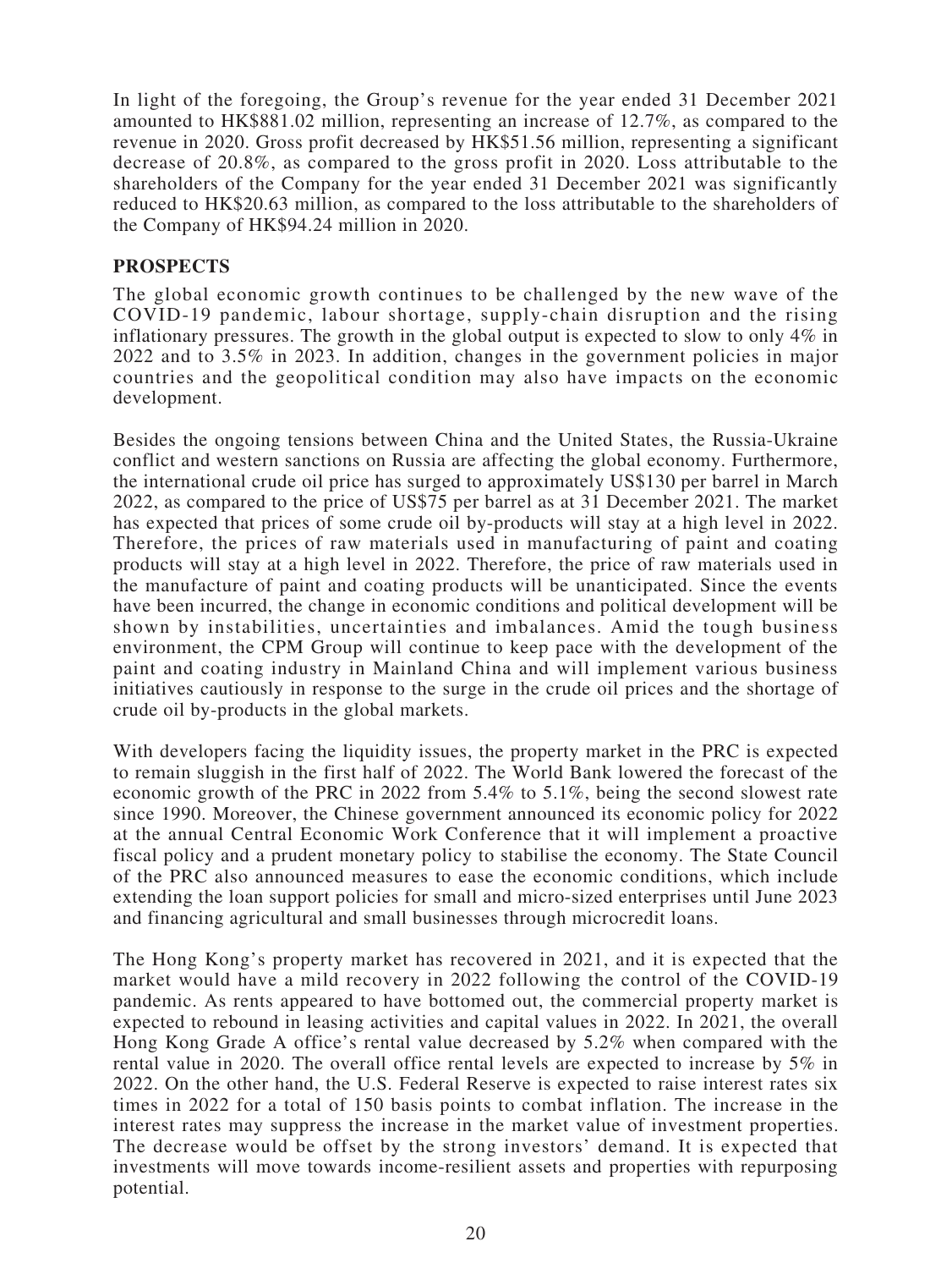In light of the foregoing, the Group's revenue for the year ended 31 December 2021 amounted to HK$881.02 million, representing an increase of 12.7%, as compared to the revenue in 2020. Gross profit decreased by HK$51.56 million, representing a significant decrease of 20.8%, as compared to the gross profit in 2020. Loss attributable to the shareholders of the Company for the year ended 31 December 2021 was significantly reduced to HK$20.63 million, as compared to the loss attributable to the shareholders of the Company of HK$94.24 million in 2020.

## PROSPECTS

The global economic growth continues to be challenged by the new wave of the COVID-19 pandemic, labour shortage, supply-chain disruption and the rising inflationary pressures. The growth in the global output is expected to slow to only 4% in 2022 and to 3.5% in 2023. In addition, changes in the government policies in major countries and the geopolitical condition may also have impacts on the economic development.

Besides the ongoing tensions between China and the United States, the Russia-Ukraine conflict and western sanctions on Russia are affecting the global economy. Furthermore, the international crude oil price has surged to approximately US$130 per barrel in March 2022, as compared to the price of US$75 per barrel as at 31 December 2021. The market has expected that prices of some crude oil by-products will stay at a high level in 2022. Therefore, the prices of raw materials used in manufacturing of paint and coating products will stay at a high level in 2022. Therefore, the price of raw materials used in the manufacture of paint and coating products will be unanticipated. Since the events have been incurred, the change in economic conditions and political development will be shown by instabilities, uncertainties and imbalances. Amid the tough business environment, the CPM Group will continue to keep pace with the development of the paint and coating industry in Mainland China and will implement various business initiatives cautiously in response to the surge in the crude oil prices and the shortage of crude oil by-products in the global markets.

With developers facing the liquidity issues, the property market in the PRC is expected to remain sluggish in the first half of 2022. The World Bank lowered the forecast of the economic growth of the PRC in 2022 from 5.4% to 5.1%, being the second slowest rate since 1990. Moreover, the Chinese government announced its economic policy for 2022 at the annual Central Economic Work Conference that it will implement a proactive fiscal policy and a prudent monetary policy to stabilise the economy. The State Council of the PRC also announced measures to ease the economic conditions, which include extending the loan support policies for small and micro-sized enterprises until June 2023 and financing agricultural and small businesses through microcredit loans.

The Hong Kong's property market has recovered in 2021, and it is expected that the market would have a mild recovery in 2022 following the control of the COVID-19 pandemic. As rents appeared to have bottomed out, the commercial property market is expected to rebound in leasing activities and capital values in 2022. In 2021, the overall Hong Kong Grade A office's rental value decreased by 5.2% when compared with the rental value in 2020. The overall office rental levels are expected to increase by 5% in 2022. On the other hand, the U.S. Federal Reserve is expected to raise interest rates six times in 2022 for a total of 150 basis points to combat inflation. The increase in the interest rates may suppress the increase in the market value of investment properties. The decrease would be offset by the strong investors' demand. It is expected that investments will move towards income-resilient assets and properties with repurposing potential.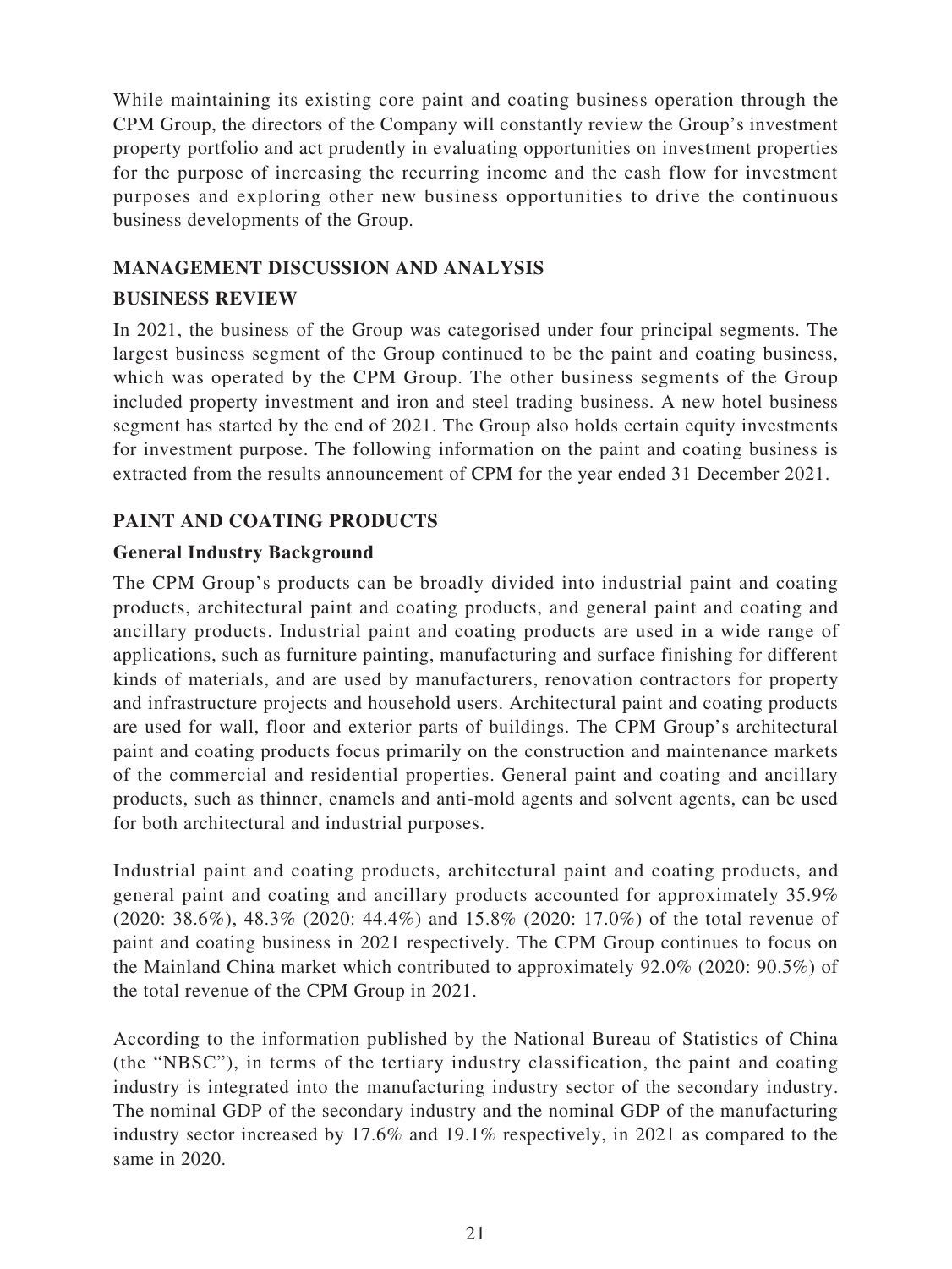While maintaining its existing core paint and coating business operation through the CPM Group, the directors of the Company will constantly review the Group's investment property portfolio and act prudently in evaluating opportunities on investment properties for the purpose of increasing the recurring income and the cash flow for investment purposes and exploring other new business opportunities to drive the continuous business developments of the Group.

## MANAGEMENT DISCUSSION AND ANALYSIS

## BUSINESS REVIEW

In 2021, the business of the Group was categorised under four principal segments. The largest business segment of the Group continued to be the paint and coating business, which was operated by the CPM Group. The other business segments of the Group included property investment and iron and steel trading business. A new hotel business segment has started by the end of 2021. The Group also holds certain equity investments for investment purpose. The following information on the paint and coating business is extracted from the results announcement of CPM for the year ended 31 December 2021.

## PAINT AND COATING PRODUCTS

### General Industry Background

The CPM Group's products can be broadly divided into industrial paint and coating products, architectural paint and coating products, and general paint and coating and ancillary products. Industrial paint and coating products are used in a wide range of applications, such as furniture painting, manufacturing and surface finishing for different kinds of materials, and are used by manufacturers, renovation contractors for property and infrastructure projects and household users. Architectural paint and coating products are used for wall, floor and exterior parts of buildings. The CPM Group's architectural paint and coating products focus primarily on the construction and maintenance markets of the commercial and residential properties. General paint and coating and ancillary products, such as thinner, enamels and anti-mold agents and solvent agents, can be used for both architectural and industrial purposes.

Industrial paint and coating products, architectural paint and coating products, and general paint and coating and ancillary products accounted for approximately 35.9% (2020: 38.6%), 48.3% (2020: 44.4%) and 15.8% (2020: 17.0%) of the total revenue of paint and coating business in 2021 respectively. The CPM Group continues to focus on the Mainland China market which contributed to approximately 92.0% (2020: 90.5%) of the total revenue of the CPM Group in 2021.

According to the information published by the National Bureau of Statistics of China (the "NBSC"), in terms of the tertiary industry classification, the paint and coating industry is integrated into the manufacturing industry sector of the secondary industry. The nominal GDP of the secondary industry and the nominal GDP of the manufacturing industry sector increased by 17.6% and 19.1% respectively, in 2021 as compared to the same in 2020.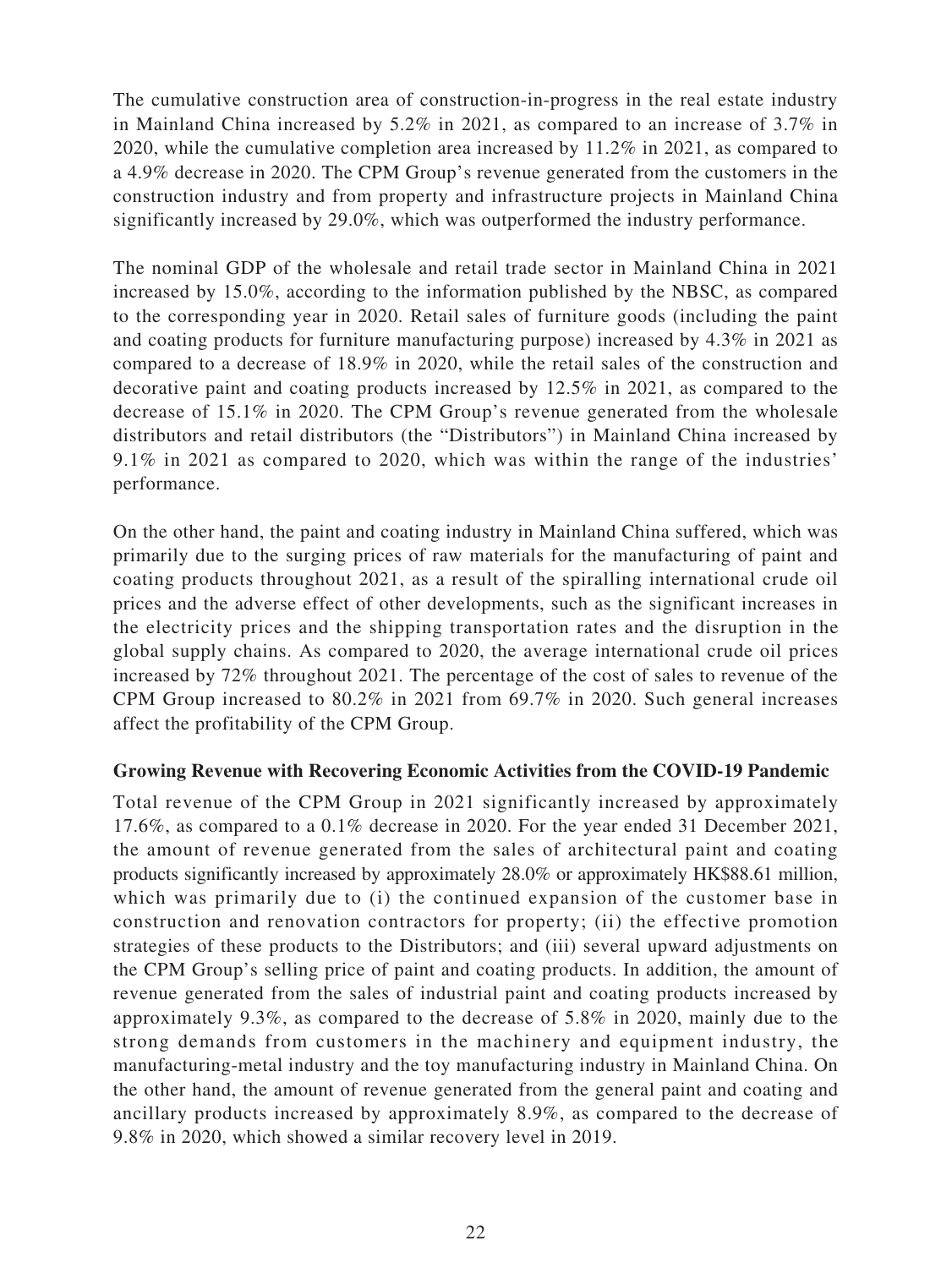The cumulative construction area of construction-in-progress in the real estate industry in Mainland China increased by 5.2% in 2021, as compared to an increase of 3.7% in 2020, while the cumulative completion area increased by 11.2% in 2021, as compared to a 4.9% decrease in 2020. The CPM Group's revenue generated from the customers in the construction industry and from property and infrastructure projects in Mainland China significantly increased by 29.0%, which was outperformed the industry performance.

The nominal GDP of the wholesale and retail trade sector in Mainland China in 2021 increased by 15.0%, according to the information published by the NBSC, as compared to the corresponding year in 2020. Retail sales of furniture goods (including the paint and coating products for furniture manufacturing purpose) increased by 4.3% in 2021 as compared to a decrease of 18.9% in 2020, while the retail sales of the construction and decorative paint and coating products increased by 12.5% in 2021, as compared to the decrease of 15.1% in 2020. The CPM Group's revenue generated from the wholesale distributors and retail distributors (the "Distributors") in Mainland China increased by 9.1% in 2021 as compared to 2020, which was within the range of the industries' performance.

On the other hand, the paint and coating industry in Mainland China suffered, which was primarily due to the surging prices of raw materials for the manufacturing of paint and coating products throughout 2021, as a result of the spiralling international crude oil prices and the adverse effect of other developments, such as the significant increases in the electricity prices and the shipping transportation rates and the disruption in the global supply chains. As compared to 2020, the average international crude oil prices increased by 72% throughout 2021. The percentage of the cost of sales to revenue of the CPM Group increased to 80.2% in 2021 from 69.7% in 2020. Such general increases affect the profitability of the CPM Group.

**Growing Revenue with Recovering Economic Activities from the COVID-19 Pandemic**

Total revenue of the CPM Group in 2021 significantly increased by approximately 17.6%, as compared to a 0.1% decrease in 2020. For the year ended 31 December 2021, the amount of revenue generated from the sales of architectural paint and coating products significantly increased by approximately 28.0% or approximately HK$88.61 million, which was primarily due to (i) the continued expansion of the customer base in construction and renovation contractors for property; (ii) the effective promotion strategies of these products to the Distributors; and (iii) several upward adjustments on the CPM Group's selling price of paint and coating products. In addition, the amount of revenue generated from the sales of industrial paint and coating products increased by approximately 9.3%, as compared to the decrease of 5.8% in 2020, mainly due to the strong demands from customers in the machinery and equipment industry, the manufacturing-metal industry and the toy manufacturing industry in Mainland China. On the other hand, the amount of revenue generated from the general paint and coating and ancillary products increased by approximately 8.9%, as compared to the decrease of 9.8% in 2020, which showed a similar recovery level in 2019.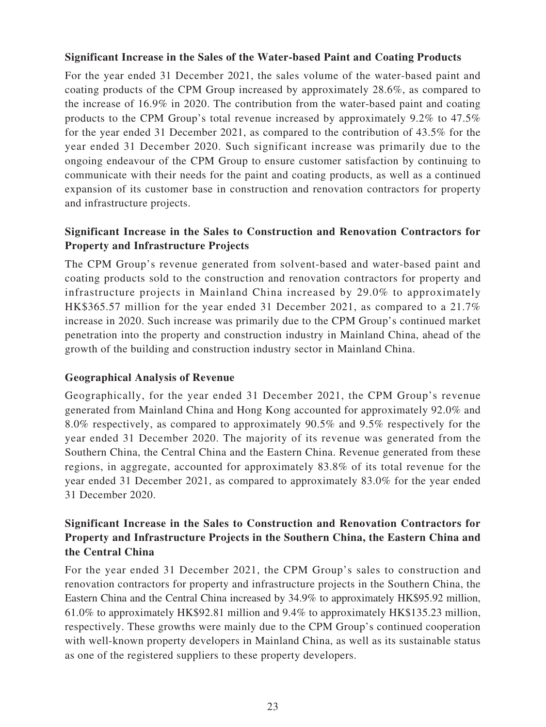**Significant Increase in the Sales of the Water-based Paint and Coating Products**

For the year ended 31 December 2021, the sales volume of the water-based paint and coating products of the CPM Group increased by approximately 28.6%, as compared to the increase of 16.9% in 2020. The contribution from the water-based paint and coating products to the CPM Group's total revenue increased by approximately 9.2% to 47.5% for the year ended 31 December 2021, as compared to the contribution of 43.5% for the year ended 31 December 2020. Such significant increase was primarily due to the ongoing endeavour of the CPM Group to ensure customer satisfaction by continuing to communicate with their needs for the paint and coating products, as well as a continued expansion of its customer base in construction and renovation contractors for property and infrastructure projects.

**Significant Increase in the Sales to Construction and Renovation Contractors for Property and Infrastructure Projects**

The CPM Group's revenue generated from solvent-based and water-based paint and coating products sold to the construction and renovation contractors for property and infrastructure projects in Mainland China increased by 29.0% to approximately HK$365.57 million for the year ended 31 December 2021, as compared to a 21.7% increase in 2020. Such increase was primarily due to the CPM Group's continued market penetration into the property and construction industry in Mainland China, ahead of the growth of the building and construction industry sector in Mainland China.

**Geographical Analysis of Revenue**

Geographically, for the year ended 31 December 2021, the CPM Group's revenue generated from Mainland China and Hong Kong accounted for approximately 92.0% and 8.0% respectively, as compared to approximately 90.5% and 9.5% respectively for the year ended 31 December 2020. The majority of its revenue was generated from the Southern China, the Central China and the Eastern China. Revenue generated from these regions, in aggregate, accounted for approximately 83.8% of its total revenue for the year ended 31 December 2021, as compared to approximately 83.0% for the year ended 31 December 2020.

**Significant Increase in the Sales to Construction and Renovation Contractors for Property and Infrastructure Projects in the Southern China, the Eastern China and the Central China**

For the year ended 31 December 2021, the CPM Group's sales to construction and renovation contractors for property and infrastructure projects in the Southern China, the Eastern China and the Central China increased by 34.9% to approximately HK$95.92 million, 61.0% to approximately HK$92.81 million and 9.4% to approximately HK$135.23 million, respectively. These growths were mainly due to the CPM Group's continued cooperation with well-known property developers in Mainland China, as well as its sustainable status as one of the registered suppliers to these property developers.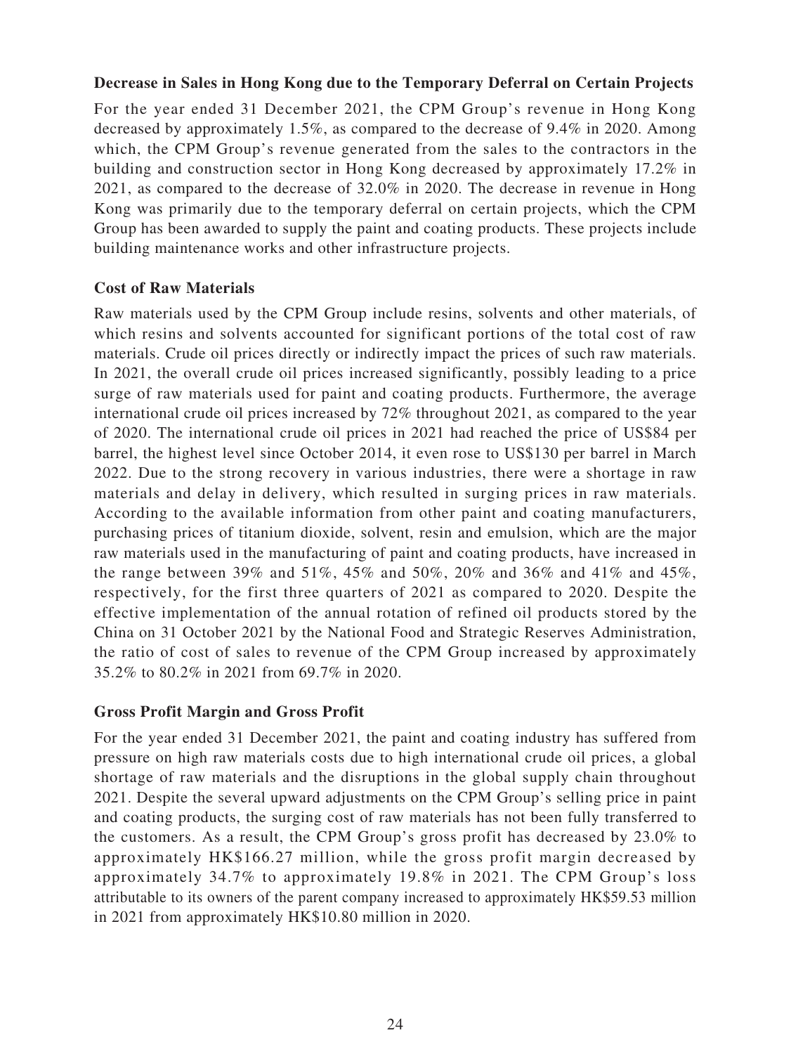**Decrease in Sales in Hong Kong due to the Temporary Deferral on Certain Projects**

For the year ended 31 December 2021, the CPM Group's revenue in Hong Kong decreased by approximately 1.5%, as compared to the decrease of 9.4% in 2020. Among which, the CPM Group's revenue generated from the sales to the contractors in the building and construction sector in Hong Kong decreased by approximately 17.2% in 2021, as compared to the decrease of 32.0% in 2020. The decrease in revenue in Hong Kong was primarily due to the temporary deferral on certain projects, which the CPM Group has been awarded to supply the paint and coating products. These projects include building maintenance works and other infrastructure projects.

**Cost of Raw Materials**

Raw materials used by the CPM Group include resins, solvents and other materials, of which resins and solvents accounted for significant portions of the total cost of raw materials. Crude oil prices directly or indirectly impact the prices of such raw materials. In 2021, the overall crude oil prices increased significantly, possibly leading to a price surge of raw materials used for paint and coating products. Furthermore, the average international crude oil prices increased by 72% throughout 2021, as compared to the year of 2020. The international crude oil prices in 2021 had reached the price of US$84 per barrel, the highest level since October 2014, it even rose to US$130 per barrel in March 2022. Due to the strong recovery in various industries, there were a shortage in raw materials and delay in delivery, which resulted in surging prices in raw materials. According to the available information from other paint and coating manufacturers, purchasing prices of titanium dioxide, solvent, resin and emulsion, which are the major raw materials used in the manufacturing of paint and coating products, have increased in the range between 39% and 51%, 45% and 50%, 20% and 36% and 41% and 45%, respectively, for the first three quarters of 2021 as compared to 2020. Despite the effective implementation of the annual rotation of refined oil products stored by the China on 31 October 2021 by the National Food and Strategic Reserves Administration, the ratio of cost of sales to revenue of the CPM Group increased by approximately 35.2% to 80.2% in 2021 from 69.7% in 2020.

**Gross Profit Margin and Gross Profit**

For the year ended 31 December 2021, the paint and coating industry has suffered from pressure on high raw materials costs due to high international crude oil prices, a global shortage of raw materials and the disruptions in the global supply chain throughout 2021. Despite the several upward adjustments on the CPM Group's selling price in paint and coating products, the surging cost of raw materials has not been fully transferred to the customers. As a result, the CPM Group's gross profit has decreased by 23.0% to approximately HK$166.27 million, while the gross profit margin decreased by approximately 34.7% to approximately 19.8% in 2021. The CPM Group's loss attributable to its owners of the parent company increased to approximately HK$59.53 million in 2021 from approximately HK$10.80 million in 2020.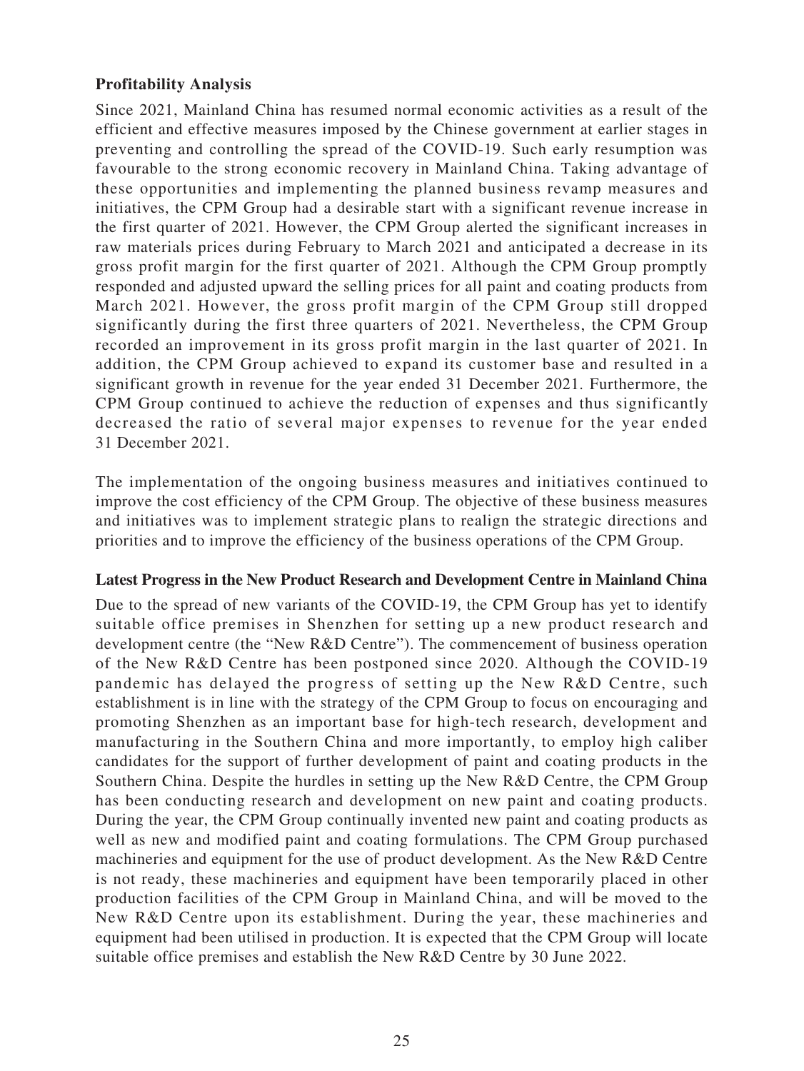**Profitability Analysis**

Since 2021, Mainland China has resumed normal economic activities as a result of the efficient and effective measures imposed by the Chinese government at earlier stages in preventing and controlling the spread of the COVID-19. Such early resumption was favourable to the strong economic recovery in Mainland China. Taking advantage of these opportunities and implementing the planned business revamp measures and initiatives, the CPM Group had a desirable start with a significant revenue increase in the first quarter of 2021. However, the CPM Group alerted the significant increases in raw materials prices during February to March 2021 and anticipated a decrease in its gross profit margin for the first quarter of 2021. Although the CPM Group promptly responded and adjusted upward the selling prices for all paint and coating products from March 2021. However, the gross profit margin of the CPM Group still dropped significantly during the first three quarters of 2021. Nevertheless, the CPM Group recorded an improvement in its gross profit margin in the last quarter of 2021. In addition, the CPM Group achieved to expand its customer base and resulted in a significant growth in revenue for the year ended 31 December 2021. Furthermore, the CPM Group continued to achieve the reduction of expenses and thus significantly decreased the ratio of several major expenses to revenue for the year ended 31 December 2021.

The implementation of the ongoing business measures and initiatives continued to improve the cost efficiency of the CPM Group. The objective of these business measures and initiatives was to implement strategic plans to realign the strategic directions and priorities and to improve the efficiency of the business operations of the CPM Group.

**Latest Progress in the New Product Research and Development Centre in Mainland China**

Due to the spread of new variants of the COVID-19, the CPM Group has yet to identify suitable office premises in Shenzhen for setting up a new product research and development centre (the "New R&D Centre"). The commencement of business operation of the New R&D Centre has been postponed since 2020. Although the COVID-19 pandemic has delayed the progress of setting up the New R&D Centre, such establishment is in line with the strategy of the CPM Group to focus on encouraging and promoting Shenzhen as an important base for high-tech research, development and manufacturing in the Southern China and more importantly, to employ high caliber candidates for the support of further development of paint and coating products in the Southern China. Despite the hurdles in setting up the New R&D Centre, the CPM Group has been conducting research and development on new paint and coating products. During the year, the CPM Group continually invented new paint and coating products as well as new and modified paint and coating formulations. The CPM Group purchased machineries and equipment for the use of product development. As the New R&D Centre is not ready, these machineries and equipment have been temporarily placed in other production facilities of the CPM Group in Mainland China, and will be moved to the New R&D Centre upon its establishment. During the year, these machineries and equipment had been utilised in production. It is expected that the CPM Group will locate suitable office premises and establish the New R&D Centre by 30 June 2022.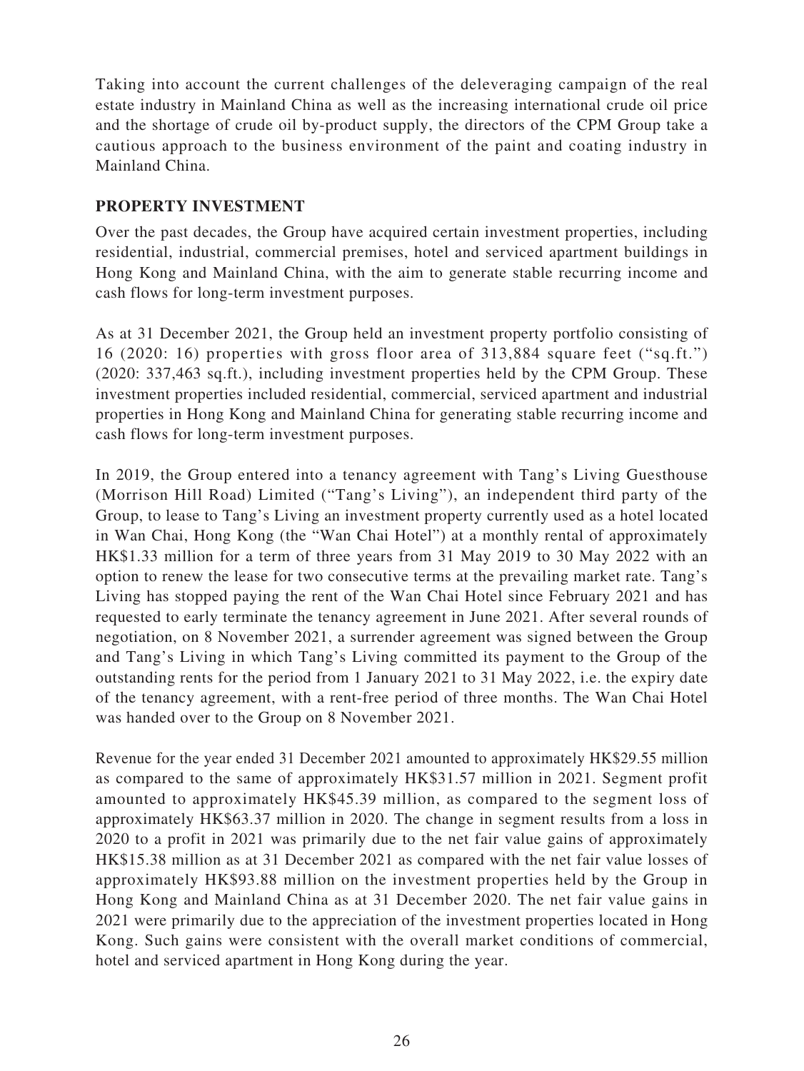Taking into account the current challenges of the deleveraging campaign of the real estate industry in Mainland China as well as the increasing international crude oil price and the shortage of crude oil by-product supply, the directors of the CPM Group take a cautious approach to the business environment of the paint and coating industry in Mainland China.

## PROPERTY INVESTMENT

Over the past decades, the Group have acquired certain investment properties, including residential, industrial, commercial premises, hotel and serviced apartment buildings in Hong Kong and Mainland China, with the aim to generate stable recurring income and cash flows for long-term investment purposes.

As at 31 December 2021, the Group held an investment property portfolio consisting of 16 (2020: 16) properties with gross floor area of 313,884 square feet ("sq.ft.") (2020: 337,463 sq.ft.), including investment properties held by the CPM Group. These investment properties included residential, commercial, serviced apartment and industrial properties in Hong Kong and Mainland China for generating stable recurring income and cash flows for long-term investment purposes.

In 2019, the Group entered into a tenancy agreement with Tang's Living Guesthouse (Morrison Hill Road) Limited ("Tang's Living"), an independent third party of the Group, to lease to Tang's Living an investment property currently used as a hotel located in Wan Chai, Hong Kong (the "Wan Chai Hotel") at a monthly rental of approximately HK$1.33 million for a term of three years from 31 May 2019 to 30 May 2022 with an option to renew the lease for two consecutive terms at the prevailing market rate. Tang's Living has stopped paying the rent of the Wan Chai Hotel since February 2021 and has requested to early terminate the tenancy agreement in June 2021. After several rounds of negotiation, on 8 November 2021, a surrender agreement was signed between the Group and Tang's Living in which Tang's Living committed its payment to the Group of the outstanding rents for the period from 1 January 2021 to 31 May 2022, i.e. the expiry date of the tenancy agreement, with a rent-free period of three months. The Wan Chai Hotel was handed over to the Group on 8 November 2021.

Revenue for the year ended 31 December 2021 amounted to approximately HK$29.55 million as compared to the same of approximately HK$31.57 million in 2021. Segment profit amounted to approximately HK$45.39 million, as compared to the segment loss of approximately HK$63.37 million in 2020. The change in segment results from a loss in 2020 to a profit in 2021 was primarily due to the net fair value gains of approximately HK$15.38 million as at 31 December 2021 as compared with the net fair value losses of approximately HK$93.88 million on the investment properties held by the Group in Hong Kong and Mainland China as at 31 December 2020. The net fair value gains in 2021 were primarily due to the appreciation of the investment properties located in Hong Kong. Such gains were consistent with the overall market conditions of commercial, hotel and serviced apartment in Hong Kong during the year.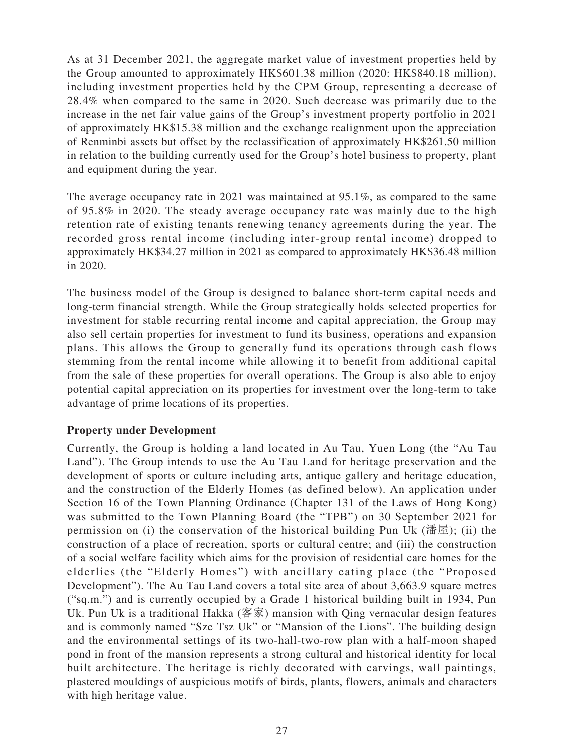As at 31 December 2021, the aggregate market value of investment properties held by the Group amounted to approximately HK$601.38 million (2020: HK$840.18 million), including investment properties held by the CPM Group, representing a decrease of 28.4% when compared to the same in 2020. Such decrease was primarily due to the increase in the net fair value gains of the Group's investment property portfolio in 2021 of approximately HK$15.38 million and the exchange realignment upon the appreciation of Renminbi assets but offset by the reclassification of approximately HK$261.50 million in relation to the building currently used for the Group's hotel business to property, plant and equipment during the year.

The average occupancy rate in 2021 was maintained at 95.1%, as compared to the same of 95.8% in 2020. The steady average occupancy rate was mainly due to the high retention rate of existing tenants renewing tenancy agreements during the year. The recorded gross rental income (including inter-group rental income) dropped to approximately HK$34.27 million in 2021 as compared to approximately HK$36.48 million in 2020.

The business model of the Group is designed to balance short-term capital needs and long-term financial strength. While the Group strategically holds selected properties for investment for stable recurring rental income and capital appreciation, the Group may also sell certain properties for investment to fund its business, operations and expansion plans. This allows the Group to generally fund its operations through cash flows stemming from the rental income while allowing it to benefit from additional capital from the sale of these properties for overall operations. The Group is also able to enjoy potential capital appreciation on its properties for investment over the long-term to take advantage of prime locations of its properties.

**Property under Development**

Currently, the Group is holding a land located in Au Tau, Yuen Long (the "Au Tau Land"). The Group intends to use the Au Tau Land for heritage preservation and the development of sports or culture including arts, antique gallery and heritage education, and the construction of the Elderly Homes (as defined below). An application under Section 16 of the Town Planning Ordinance (Chapter 131 of the Laws of Hong Kong) was submitted to the Town Planning Board (the "TPB") on 30 September 2021 for permission on (i) the conservation of the historical building Pun Uk (潘屋); (ii) the construction of a place of recreation, sports or cultural centre; and (iii) the construction of a social welfare facility which aims for the provision of residential care homes for the elderlies (the "Elderly Homes") with ancillary eating place (the "Proposed Development"). The Au Tau Land covers a total site area of about 3,663.9 square metres ("sq.m.") and is currently occupied by a Grade 1 historical building built in 1934, Pun Uk. Pun Uk is a traditional Hakka (客家) mansion with Qing vernacular design features and is commonly named "Sze Tsz Uk" or "Mansion of the Lions". The building design and the environmental settings of its two-hall-two-row plan with a half-moon shaped pond in front of the mansion represents a strong cultural and historical identity for local built architecture. The heritage is richly decorated with carvings, wall paintings, plastered mouldings of auspicious motifs of birds, plants, flowers, animals and characters with high heritage value.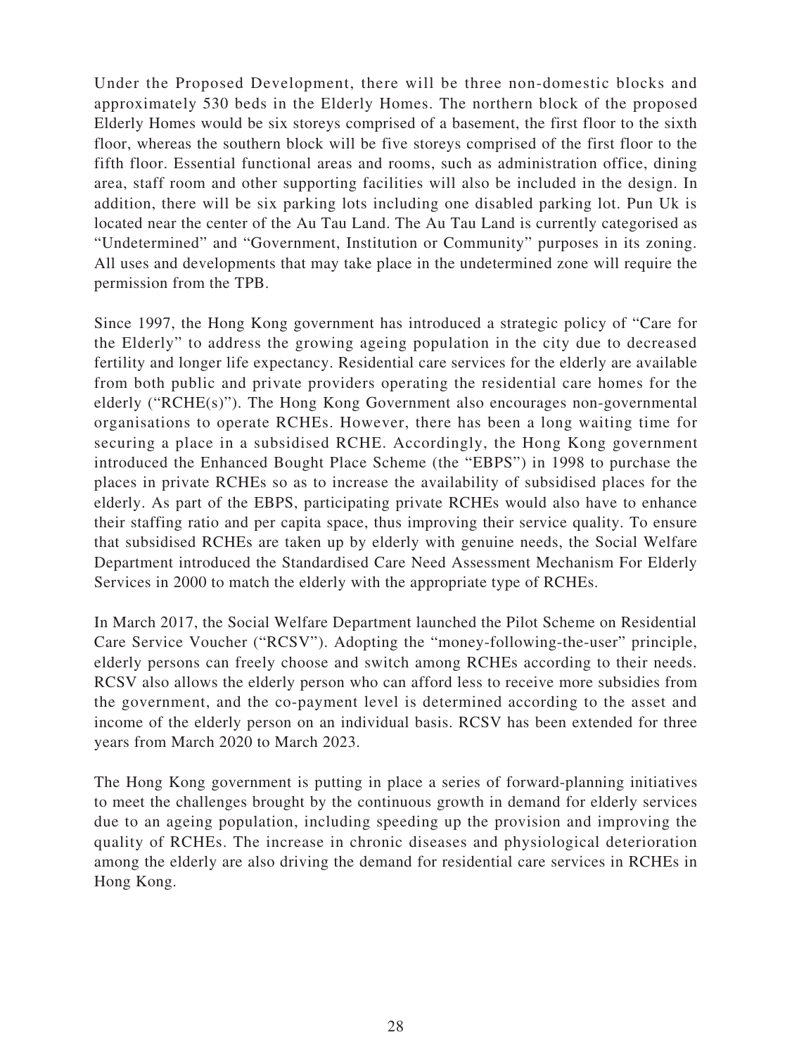Under the Proposed Development, there will be three non-domestic blocks and approximately 530 beds in the Elderly Homes. The northern block of the proposed Elderly Homes would be six storeys comprised of a basement, the first floor to the sixth floor, whereas the southern block will be five storeys comprised of the first floor to the fifth floor. Essential functional areas and rooms, such as administration office, dining area, staff room and other supporting facilities will also be included in the design. In addition, there will be six parking lots including one disabled parking lot. Pun Uk is located near the center of the Au Tau Land. The Au Tau Land is currently categorised as "Undetermined" and "Government, Institution or Community" purposes in its zoning. All uses and developments that may take place in the undetermined zone will require the permission from the TPB.

Since 1997, the Hong Kong government has introduced a strategic policy of "Care for the Elderly" to address the growing ageing population in the city due to decreased fertility and longer life expectancy. Residential care services for the elderly are available from both public and private providers operating the residential care homes for the elderly ("RCHE(s)"). The Hong Kong Government also encourages non-governmental organisations to operate RCHEs. However, there has been a long waiting time for securing a place in a subsidised RCHE. Accordingly, the Hong Kong government introduced the Enhanced Bought Place Scheme (the "EBPS") in 1998 to purchase the places in private RCHEs so as to increase the availability of subsidised places for the elderly. As part of the EBPS, participating private RCHEs would also have to enhance their staffing ratio and per capita space, thus improving their service quality. To ensure that subsidised RCHEs are taken up by elderly with genuine needs, the Social Welfare Department introduced the Standardised Care Need Assessment Mechanism For Elderly Services in 2000 to match the elderly with the appropriate type of RCHEs.

In March 2017, the Social Welfare Department launched the Pilot Scheme on Residential Care Service Voucher ("RCSV"). Adopting the "money-following-the-user" principle, elderly persons can freely choose and switch among RCHEs according to their needs. RCSV also allows the elderly person who can afford less to receive more subsidies from the government, and the co-payment level is determined according to the asset and income of the elderly person on an individual basis. RCSV has been extended for three years from March 2020 to March 2023.

The Hong Kong government is putting in place a series of forward-planning initiatives to meet the challenges brought by the continuous growth in demand for elderly services due to an ageing population, including speeding up the provision and improving the quality of RCHEs. The increase in chronic diseases and physiological deterioration among the elderly are also driving the demand for residential care services in RCHEs in Hong Kong.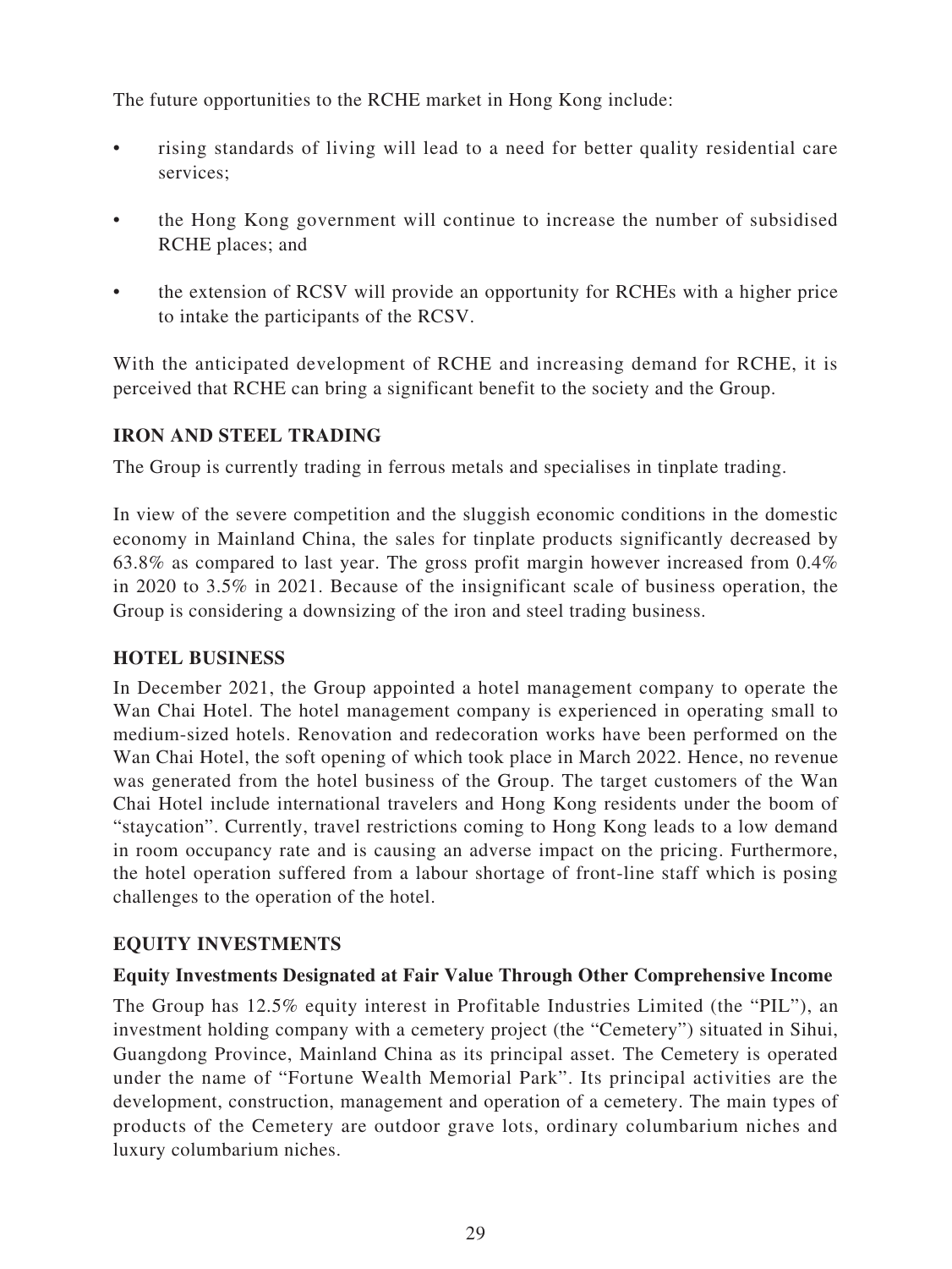The future opportunities to the RCHE market in Hong Kong include:

- rising standards of living will lead to a need for better quality residential care services;
- the Hong Kong government will continue to increase the number of subsidised RCHE places; and
- the extension of RCSV will provide an opportunity for RCHEs with a higher price to intake the participants of the RCSV.

With the anticipated development of RCHE and increasing demand for RCHE, it is perceived that RCHE can bring a significant benefit to the society and the Group.

## IRON AND STEEL TRADING

The Group is currently trading in ferrous metals and specialises in tinplate trading.

In view of the severe competition and the sluggish economic conditions in the domestic economy in Mainland China, the sales for tinplate products significantly decreased by 63.8% as compared to last year. The gross profit margin however increased from 0.4% in 2020 to 3.5% in 2021. Because of the insignificant scale of business operation, the Group is considering a downsizing of the iron and steel trading business.

## HOTEL BUSINESS

In December 2021, the Group appointed a hotel management company to operate the Wan Chai Hotel. The hotel management company is experienced in operating small to medium-sized hotels. Renovation and redecoration works have been performed on the Wan Chai Hotel, the soft opening of which took place in March 2022. Hence, no revenue was generated from the hotel business of the Group. The target customers of the Wan Chai Hotel include international travelers and Hong Kong residents under the boom of "staycation". Currently, travel restrictions coming to Hong Kong leads to a low demand in room occupancy rate and is causing an adverse impact on the pricing. Furthermore, the hotel operation suffered from a labour shortage of front-line staff which is posing challenges to the operation of the hotel.

## EQUITY INVESTMENTS

### Equity Investments Designated at Fair Value Through Other Comprehensive Income

The Group has 12.5% equity interest in Profitable Industries Limited (the "PIL"), an investment holding company with a cemetery project (the "Cemetery") situated in Sihui, Guangdong Province, Mainland China as its principal asset. The Cemetery is operated under the name of "Fortune Wealth Memorial Park". Its principal activities are the development, construction, management and operation of a cemetery. The main types of products of the Cemetery are outdoor grave lots, ordinary columbarium niches and luxury columbarium niches.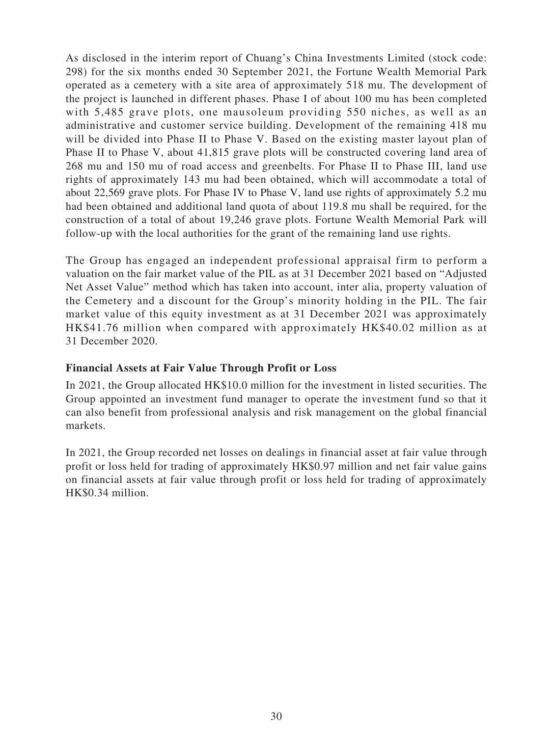As disclosed in the interim report of Chuang's China Investments Limited (stock code: 298) for the six months ended 30 September 2021, the Fortune Wealth Memorial Park operated as a cemetery with a site area of approximately 518 mu. The development of the project is launched in different phases. Phase I of about 100 mu has been completed with 5,485 grave plots, one mausoleum providing 550 niches, as well as an administrative and customer service building. Development of the remaining 418 mu will be divided into Phase II to Phase V. Based on the existing master layout plan of Phase II to Phase V, about 41,815 grave plots will be constructed covering land area of 268 mu and 150 mu of road access and greenbelts. For Phase II to Phase III, land use rights of approximately 143 mu had been obtained, which will accommodate a total of about 22,569 grave plots. For Phase IV to Phase V, land use rights of approximately 5.2 mu had been obtained and additional land quota of about 119.8 mu shall be required, for the construction of a total of about 19,246 grave plots. Fortune Wealth Memorial Park will follow-up with the local authorities for the grant of the remaining land use rights.

The Group has engaged an independent professional appraisal firm to perform a valuation on the fair market value of the PIL as at 31 December 2021 based on "Adjusted Net Asset Value" method which has taken into account, inter alia, property valuation of the Cemetery and a discount for the Group's minority holding in the PIL. The fair market value of this equity investment as at 31 December 2021 was approximately HK$41.76 million when compared with approximately HK$40.02 million as at 31 December 2020.

### Financial Assets at Fair Value Through Profit or Loss

In 2021, the Group allocated HK$10.0 million for the investment in listed securities. The Group appointed an investment fund manager to operate the investment fund so that it can also benefit from professional analysis and risk management on the global financial markets.

In 2021, the Group recorded net losses on dealings in financial asset at fair value through profit or loss held for trading of approximately HK$0.97 million and net fair value gains on financial assets at fair value through profit or loss held for trading of approximately HK$0.34 million.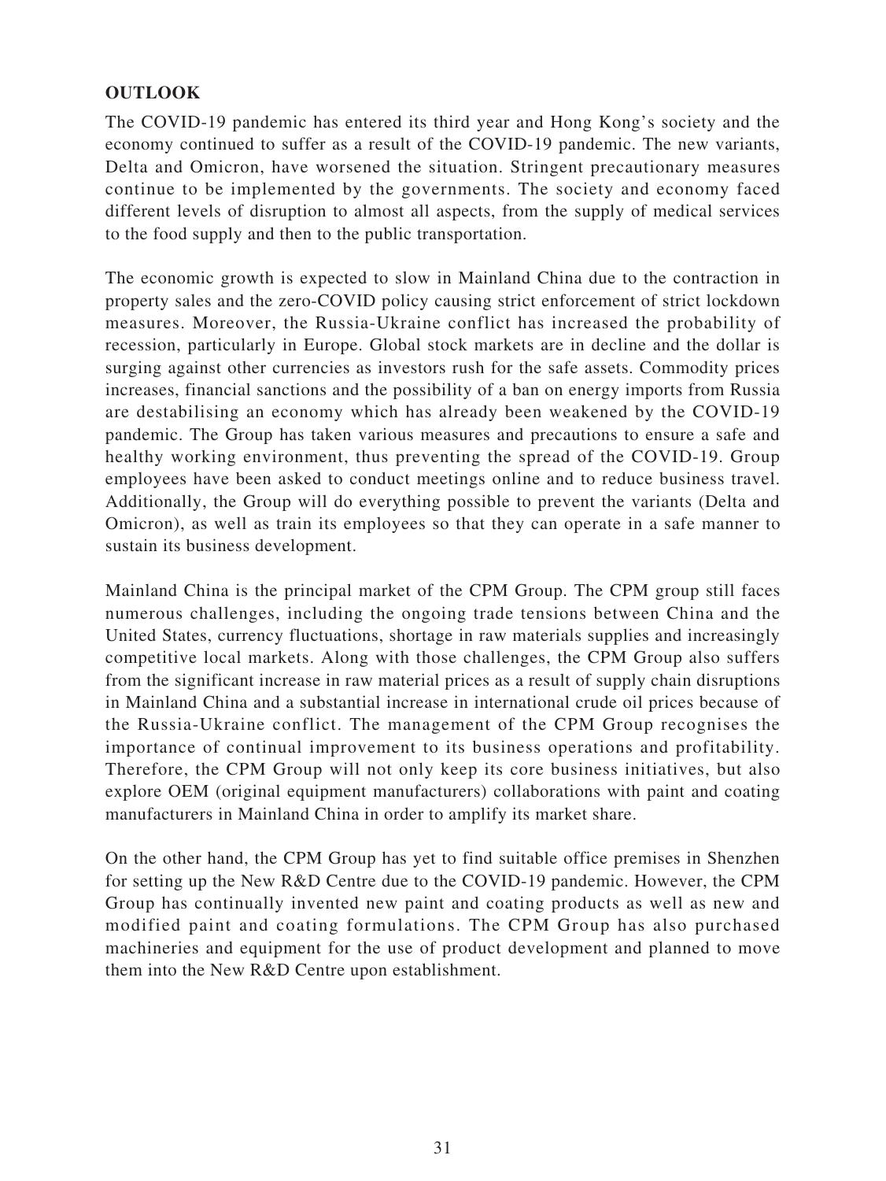## OUTLOOK

The COVID-19 pandemic has entered its third year and Hong Kong's society and the economy continued to suffer as a result of the COVID-19 pandemic. The new variants, Delta and Omicron, have worsened the situation. Stringent precautionary measures continue to be implemented by the governments. The society and economy faced different levels of disruption to almost all aspects, from the supply of medical services to the food supply and then to the public transportation.

The economic growth is expected to slow in Mainland China due to the contraction in property sales and the zero-COVID policy causing strict enforcement of strict lockdown measures. Moreover, the Russia-Ukraine conflict has increased the probability of recession, particularly in Europe. Global stock markets are in decline and the dollar is surging against other currencies as investors rush for the safe assets. Commodity prices increases, financial sanctions and the possibility of a ban on energy imports from Russia are destabilising an economy which has already been weakened by the COVID-19 pandemic. The Group has taken various measures and precautions to ensure a safe and healthy working environment, thus preventing the spread of the COVID-19. Group employees have been asked to conduct meetings online and to reduce business travel. Additionally, the Group will do everything possible to prevent the variants (Delta and Omicron), as well as train its employees so that they can operate in a safe manner to sustain its business development.

Mainland China is the principal market of the CPM Group. The CPM group still faces numerous challenges, including the ongoing trade tensions between China and the United States, currency fluctuations, shortage in raw materials supplies and increasingly competitive local markets. Along with those challenges, the CPM Group also suffers from the significant increase in raw material prices as a result of supply chain disruptions in Mainland China and a substantial increase in international crude oil prices because of the Russia-Ukraine conflict. The management of the CPM Group recognises the importance of continual improvement to its business operations and profitability. Therefore, the CPM Group will not only keep its core business initiatives, but also explore OEM (original equipment manufacturers) collaborations with paint and coating manufacturers in Mainland China in order to amplify its market share.

On the other hand, the CPM Group has yet to find suitable office premises in Shenzhen for setting up the New R&D Centre due to the COVID-19 pandemic. However, the CPM Group has continually invented new paint and coating products as well as new and modified paint and coating formulations. The CPM Group has also purchased machineries and equipment for the use of product development and planned to move them into the New R&D Centre upon establishment.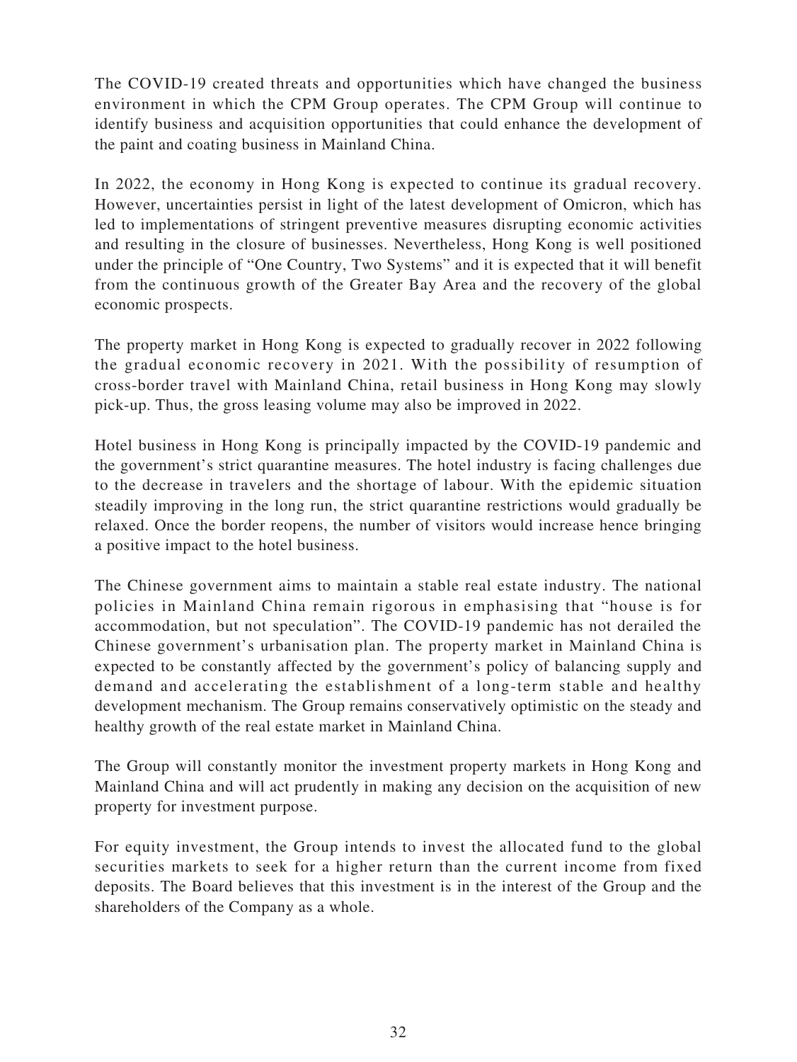The COVID-19 created threats and opportunities which have changed the business environment in which the CPM Group operates. The CPM Group will continue to identify business and acquisition opportunities that could enhance the development of the paint and coating business in Mainland China.

In 2022, the economy in Hong Kong is expected to continue its gradual recovery. However, uncertainties persist in light of the latest development of Omicron, which has led to implementations of stringent preventive measures disrupting economic activities and resulting in the closure of businesses. Nevertheless, Hong Kong is well positioned under the principle of "One Country, Two Systems" and it is expected that it will benefit from the continuous growth of the Greater Bay Area and the recovery of the global economic prospects.

The property market in Hong Kong is expected to gradually recover in 2022 following the gradual economic recovery in 2021. With the possibility of resumption of cross-border travel with Mainland China, retail business in Hong Kong may slowly pick-up. Thus, the gross leasing volume may also be improved in 2022.

Hotel business in Hong Kong is principally impacted by the COVID-19 pandemic and the government's strict quarantine measures. The hotel industry is facing challenges due to the decrease in travelers and the shortage of labour. With the epidemic situation steadily improving in the long run, the strict quarantine restrictions would gradually be relaxed. Once the border reopens, the number of visitors would increase hence bringing a positive impact to the hotel business.

The Chinese government aims to maintain a stable real estate industry. The national policies in Mainland China remain rigorous in emphasising that "house is for accommodation, but not speculation". The COVID-19 pandemic has not derailed the Chinese government's urbanisation plan. The property market in Mainland China is expected to be constantly affected by the government's policy of balancing supply and demand and accelerating the establishment of a long-term stable and healthy development mechanism. The Group remains conservatively optimistic on the steady and healthy growth of the real estate market in Mainland China.

The Group will constantly monitor the investment property markets in Hong Kong and Mainland China and will act prudently in making any decision on the acquisition of new property for investment purpose.

For equity investment, the Group intends to invest the allocated fund to the global securities markets to seek for a higher return than the current income from fixed deposits. The Board believes that this investment is in the interest of the Group and the shareholders of the Company as a whole.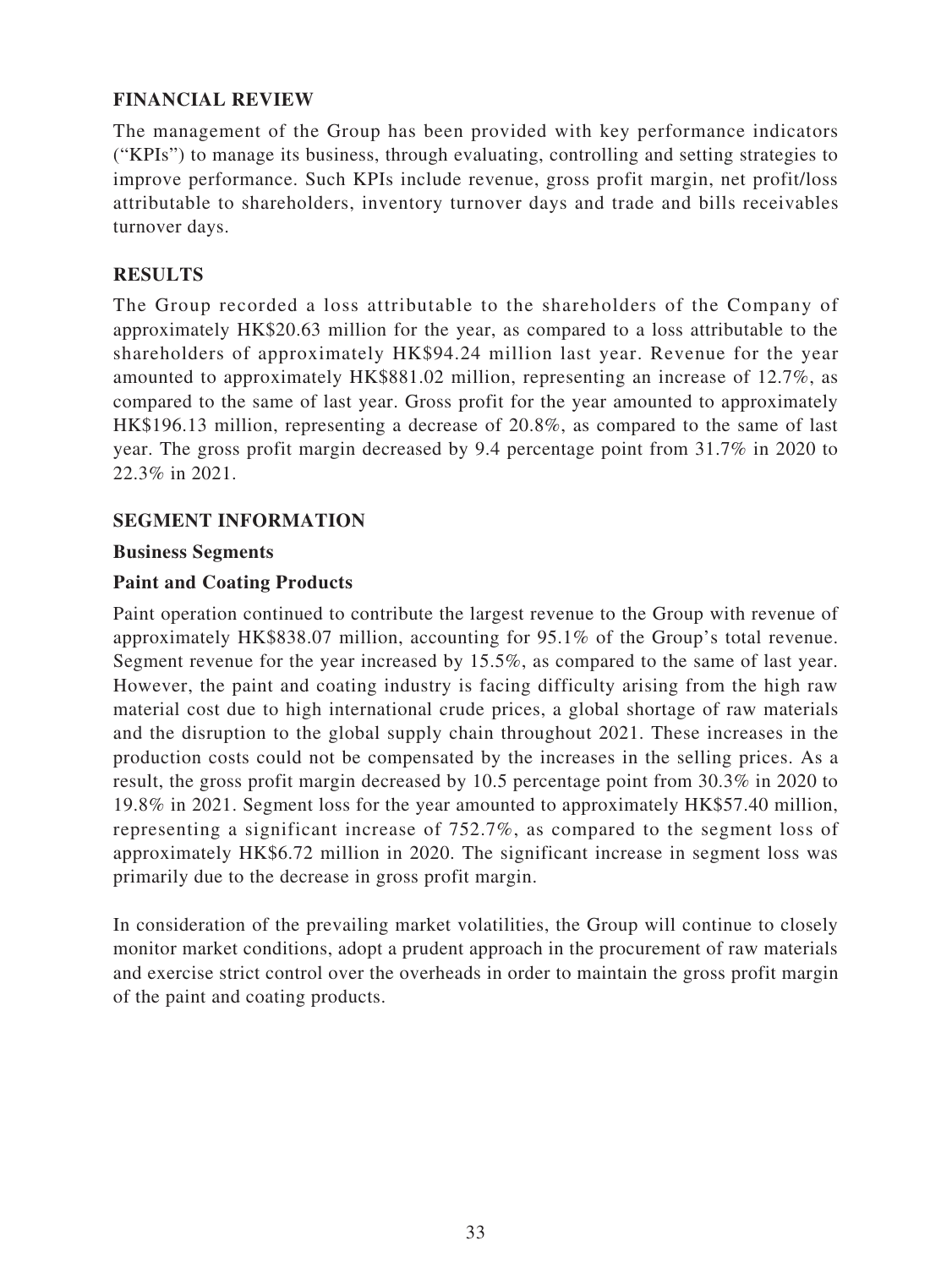## FINANCIAL REVIEW

The management of the Group has been provided with key performance indicators ("KPIs") to manage its business, through evaluating, controlling and setting strategies to improve performance. Such KPIs include revenue, gross profit margin, net profit/loss attributable to shareholders, inventory turnover days and trade and bills receivables turnover days.

## RESULTS

The Group recorded a loss attributable to the shareholders of the Company of approximately HK$20.63 million for the year, as compared to a loss attributable to the shareholders of approximately HK$94.24 million last year. Revenue for the year amounted to approximately HK$881.02 million, representing an increase of 12.7%, as compared to the same of last year. Gross profit for the year amounted to approximately HK$196.13 million, representing a decrease of 20.8%, as compared to the same of last year. The gross profit margin decreased by 9.4 percentage point from 31.7% in 2020 to 22.3% in 2021.

## SEGMENT INFORMATION

### Business Segments

### Paint and Coating Products

Paint operation continued to contribute the largest revenue to the Group with revenue of approximately HK$838.07 million, accounting for 95.1% of the Group's total revenue. Segment revenue for the year increased by 15.5%, as compared to the same of last year. However, the paint and coating industry is facing difficulty arising from the high raw material cost due to high international crude prices, a global shortage of raw materials and the disruption to the global supply chain throughout 2021. These increases in the production costs could not be compensated by the increases in the selling prices. As a result, the gross profit margin decreased by 10.5 percentage point from 30.3% in 2020 to 19.8% in 2021. Segment loss for the year amounted to approximately HK$57.40 million, representing a significant increase of 752.7%, as compared to the segment loss of approximately HK$6.72 million in 2020. The significant increase in segment loss was primarily due to the decrease in gross profit margin.

In consideration of the prevailing market volatilities, the Group will continue to closely monitor market conditions, adopt a prudent approach in the procurement of raw materials and exercise strict control over the overheads in order to maintain the gross profit margin of the paint and coating products.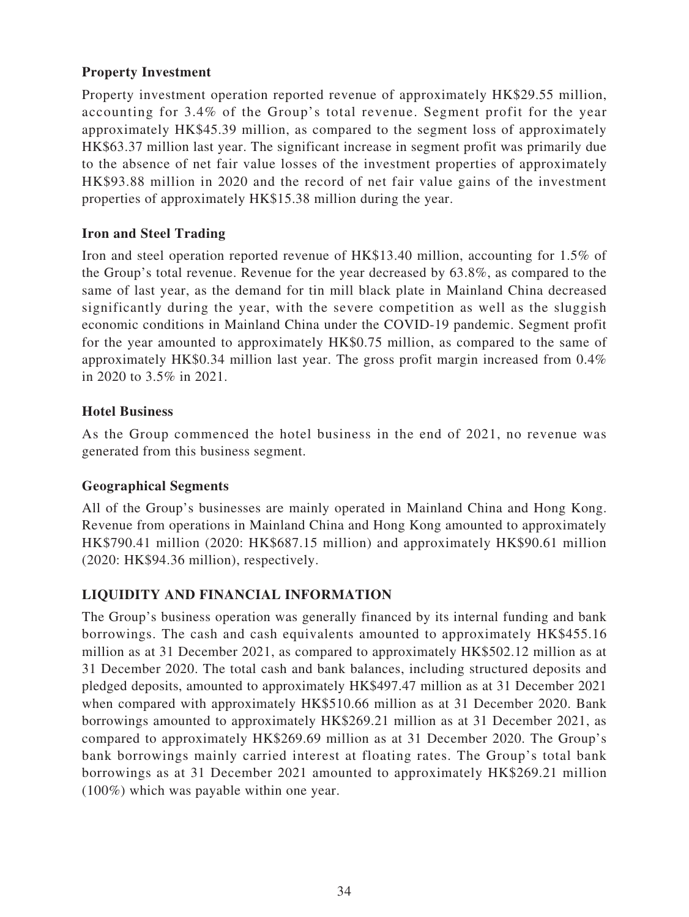**Property Investment**

Property investment operation reported revenue of approximately HK$29.55 million, accounting for 3.4% of the Group's total revenue. Segment profit for the year approximately HK$45.39 million, as compared to the segment loss of approximately HK$63.37 million last year. The significant increase in segment profit was primarily due to the absence of net fair value losses of the investment properties of approximately HK$93.88 million in 2020 and the record of net fair value gains of the investment properties of approximately HK$15.38 million during the year.

**Iron and Steel Trading**

Iron and steel operation reported revenue of HK$13.40 million, accounting for 1.5% of the Group's total revenue. Revenue for the year decreased by 63.8%, as compared to the same of last year, as the demand for tin mill black plate in Mainland China decreased significantly during the year, with the severe competition as well as the sluggish economic conditions in Mainland China under the COVID-19 pandemic. Segment profit for the year amounted to approximately HK$0.75 million, as compared to the same of approximately HK$0.34 million last year. The gross profit margin increased from 0.4% in 2020 to 3.5% in 2021.

**Hotel Business**

As the Group commenced the hotel business in the end of 2021, no revenue was generated from this business segment.

**Geographical Segments**

All of the Group's businesses are mainly operated in Mainland China and Hong Kong. Revenue from operations in Mainland China and Hong Kong amounted to approximately HK$790.41 million (2020: HK$687.15 million) and approximately HK$90.61 million (2020: HK$94.36 million), respectively.

## LIQUIDITY AND FINANCIAL INFORMATION

The Group's business operation was generally financed by its internal funding and bank borrowings. The cash and cash equivalents amounted to approximately HK$455.16 million as at 31 December 2021, as compared to approximately HK$502.12 million as at 31 December 2020. The total cash and bank balances, including structured deposits and pledged deposits, amounted to approximately HK$497.47 million as at 31 December 2021 when compared with approximately HK$510.66 million as at 31 December 2020. Bank borrowings amounted to approximately HK$269.21 million as at 31 December 2021, as compared to approximately HK$269.69 million as at 31 December 2020. The Group's bank borrowings mainly carried interest at floating rates. The Group's total bank borrowings as at 31 December 2021 amounted to approximately HK$269.21 million (100%) which was payable within one year.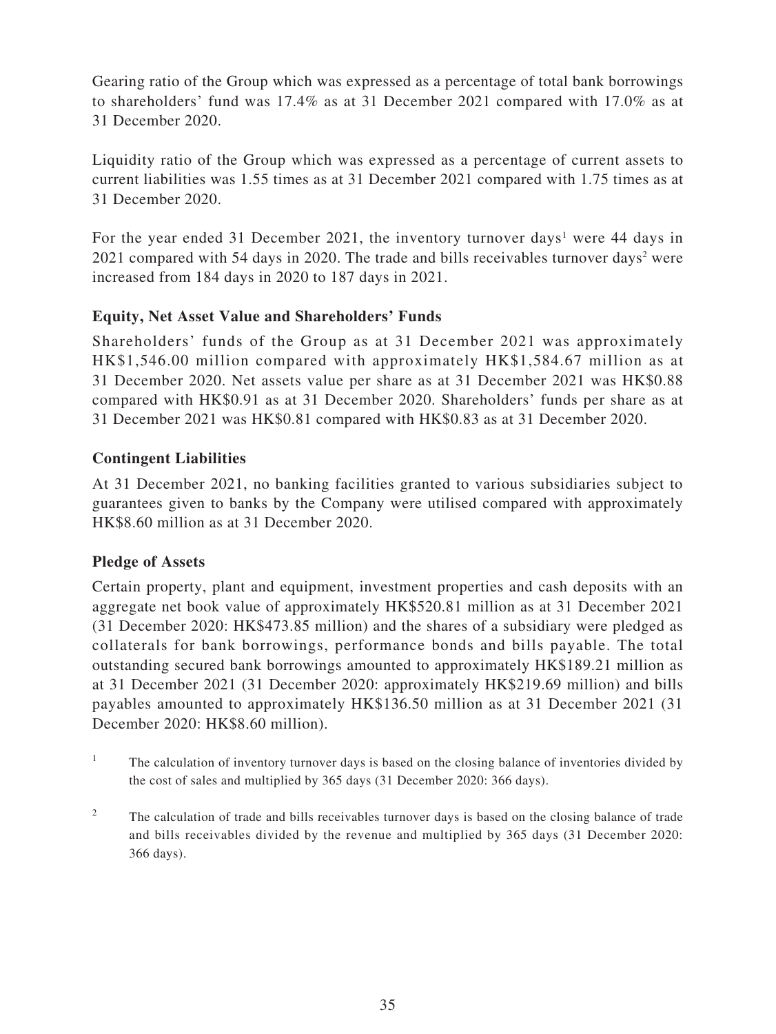Gearing ratio of the Group which was expressed as a percentage of total bank borrowings to shareholders' fund was 17.4% as at 31 December 2021 compared with 17.0% as at 31 December 2020.

Liquidity ratio of the Group which was expressed as a percentage of current assets to current liabilities was 1.55 times as at 31 December 2021 compared with 1.75 times as at 31 December 2020.

For the year ended 31 December 2021, the inventory turnover days[1] were 44 days in 2021 compared with 54 days in 2020. The trade and bills receivables turnover days[2] were increased from 184 days in 2020 to 187 days in 2021.

### Equity, Net Asset Value and Shareholders' Funds

Shareholders' funds of the Group as at 31 December 2021 was approximately HK$1,546.00 million compared with approximately HK$1,584.67 million as at 31 December 2020. Net assets value per share as at 31 December 2021 was HK$0.88 compared with HK$0.91 as at 31 December 2020. Shareholders' funds per share as at 31 December 2021 was HK$0.81 compared with HK$0.83 as at 31 December 2020.

### Contingent Liabilities

At 31 December 2021, no banking facilities granted to various subsidiaries subject to guarantees given to banks by the Company were utilised compared with approximately HK$8.60 million as at 31 December 2020.

### Pledge of Assets

Certain property, plant and equipment, investment properties and cash deposits with an aggregate net book value of approximately HK$520.81 million as at 31 December 2021 (31 December 2020: HK$473.85 million) and the shares of a subsidiary were pledged as collaterals for bank borrowings, performance bonds and bills payable. The total outstanding secured bank borrowings amounted to approximately HK$189.21 million as at 31 December 2021 (31 December 2020: approximately HK$219.69 million) and bills payables amounted to approximately HK$136.50 million as at 31 December 2021 (31 December 2020: HK$8.60 million).

[1] The calculation of inventory turnover days is based on the closing balance of inventories divided by the cost of sales and multiplied by 365 days (31 December 2020: 366 days).

[2] The calculation of trade and bills receivables turnover days is based on the closing balance of trade and bills receivables divided by the revenue and multiplied by 365 days (31 December 2020: 366 days).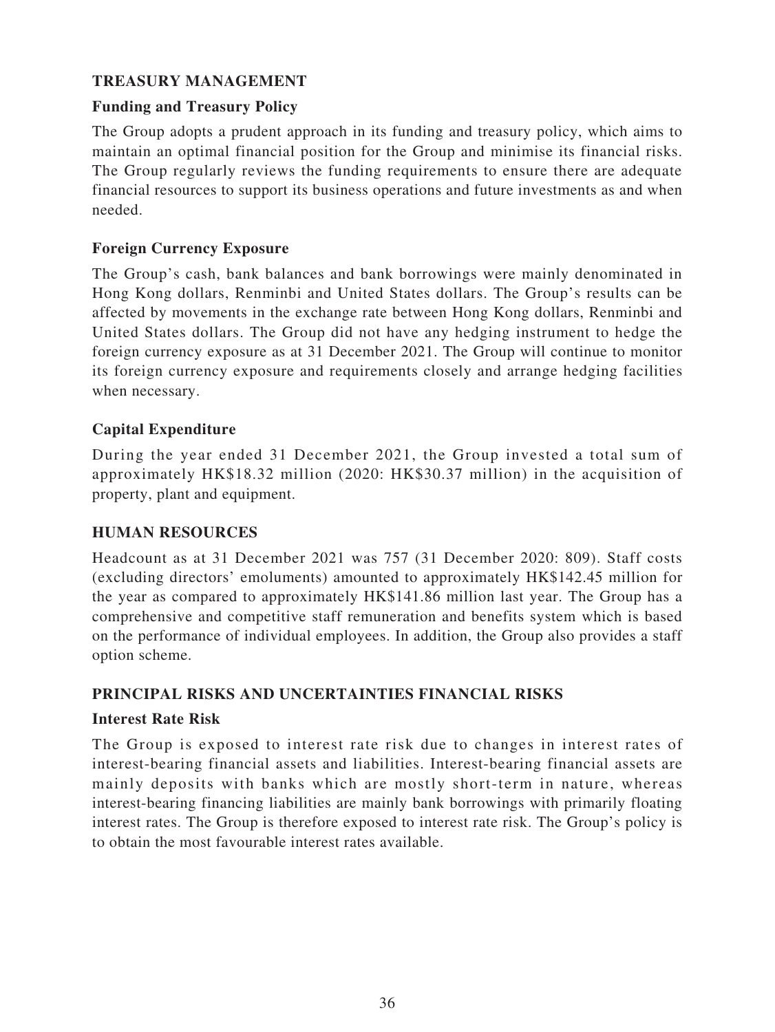## TREASURY MANAGEMENT

### Funding and Treasury Policy

The Group adopts a prudent approach in its funding and treasury policy, which aims to maintain an optimal financial position for the Group and minimise its financial risks. The Group regularly reviews the funding requirements to ensure there are adequate financial resources to support its business operations and future investments as and when needed.

### Foreign Currency Exposure

The Group's cash, bank balances and bank borrowings were mainly denominated in Hong Kong dollars, Renminbi and United States dollars. The Group's results can be affected by movements in the exchange rate between Hong Kong dollars, Renminbi and United States dollars. The Group did not have any hedging instrument to hedge the foreign currency exposure as at 31 December 2021. The Group will continue to monitor its foreign currency exposure and requirements closely and arrange hedging facilities when necessary.

### Capital Expenditure

During the year ended 31 December 2021, the Group invested a total sum of approximately HK$18.32 million (2020: HK$30.37 million) in the acquisition of property, plant and equipment.

## HUMAN RESOURCES

Headcount as at 31 December 2021 was 757 (31 December 2020: 809). Staff costs (excluding directors' emoluments) amounted to approximately HK$142.45 million for the year as compared to approximately HK$141.86 million last year. The Group has a comprehensive and competitive staff remuneration and benefits system which is based on the performance of individual employees. In addition, the Group also provides a staff option scheme.

## PRINCIPAL RISKS AND UNCERTAINTIES FINANCIAL RISKS

### Interest Rate Risk

The Group is exposed to interest rate risk due to changes in interest rates of interest-bearing financial assets and liabilities. Interest-bearing financial assets are mainly deposits with banks which are mostly short-term in nature, whereas interest-bearing financing liabilities are mainly bank borrowings with primarily floating interest rates. The Group is therefore exposed to interest rate risk. The Group's policy is to obtain the most favourable interest rates available.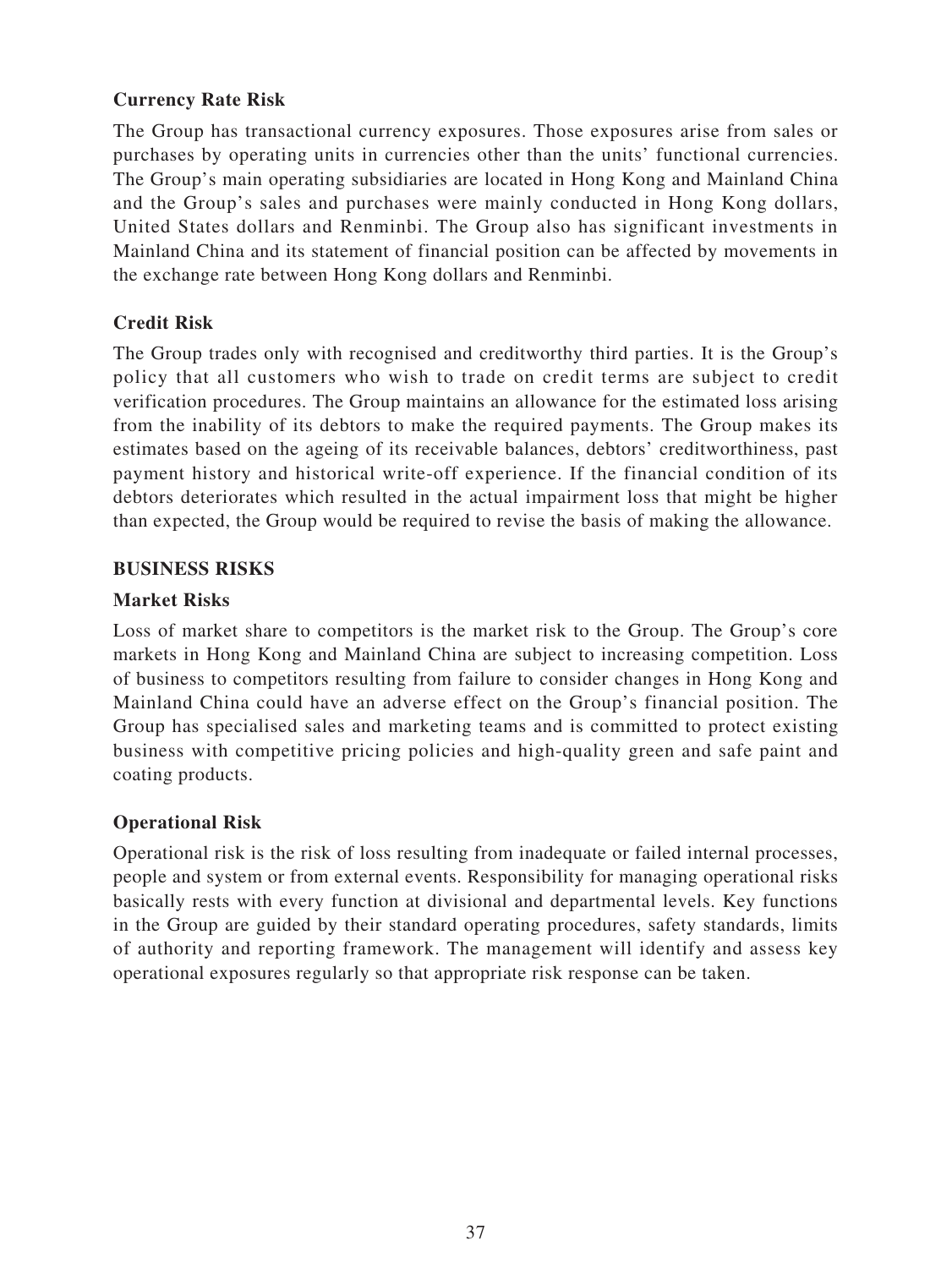### Currency Rate Risk

The Group has transactional currency exposures. Those exposures arise from sales or purchases by operating units in currencies other than the units' functional currencies. The Group's main operating subsidiaries are located in Hong Kong and Mainland China and the Group's sales and purchases were mainly conducted in Hong Kong dollars, United States dollars and Renminbi. The Group also has significant investments in Mainland China and its statement of financial position can be affected by movements in the exchange rate between Hong Kong dollars and Renminbi.

### Credit Risk

The Group trades only with recognised and creditworthy third parties. It is the Group's policy that all customers who wish to trade on credit terms are subject to credit verification procedures. The Group maintains an allowance for the estimated loss arising from the inability of its debtors to make the required payments. The Group makes its estimates based on the ageing of its receivable balances, debtors' creditworthiness, past payment history and historical write-off experience. If the financial condition of its debtors deteriorates which resulted in the actual impairment loss that might be higher than expected, the Group would be required to revise the basis of making the allowance.

## BUSINESS RISKS

### Market Risks

Loss of market share to competitors is the market risk to the Group. The Group's core markets in Hong Kong and Mainland China are subject to increasing competition. Loss of business to competitors resulting from failure to consider changes in Hong Kong and Mainland China could have an adverse effect on the Group's financial position. The Group has specialised sales and marketing teams and is committed to protect existing business with competitive pricing policies and high-quality green and safe paint and coating products.

### Operational Risk

Operational risk is the risk of loss resulting from inadequate or failed internal processes, people and system or from external events. Responsibility for managing operational risks basically rests with every function at divisional and departmental levels. Key functions in the Group are guided by their standard operating procedures, safety standards, limits of authority and reporting framework. The management will identify and assess key operational exposures regularly so that appropriate risk response can be taken.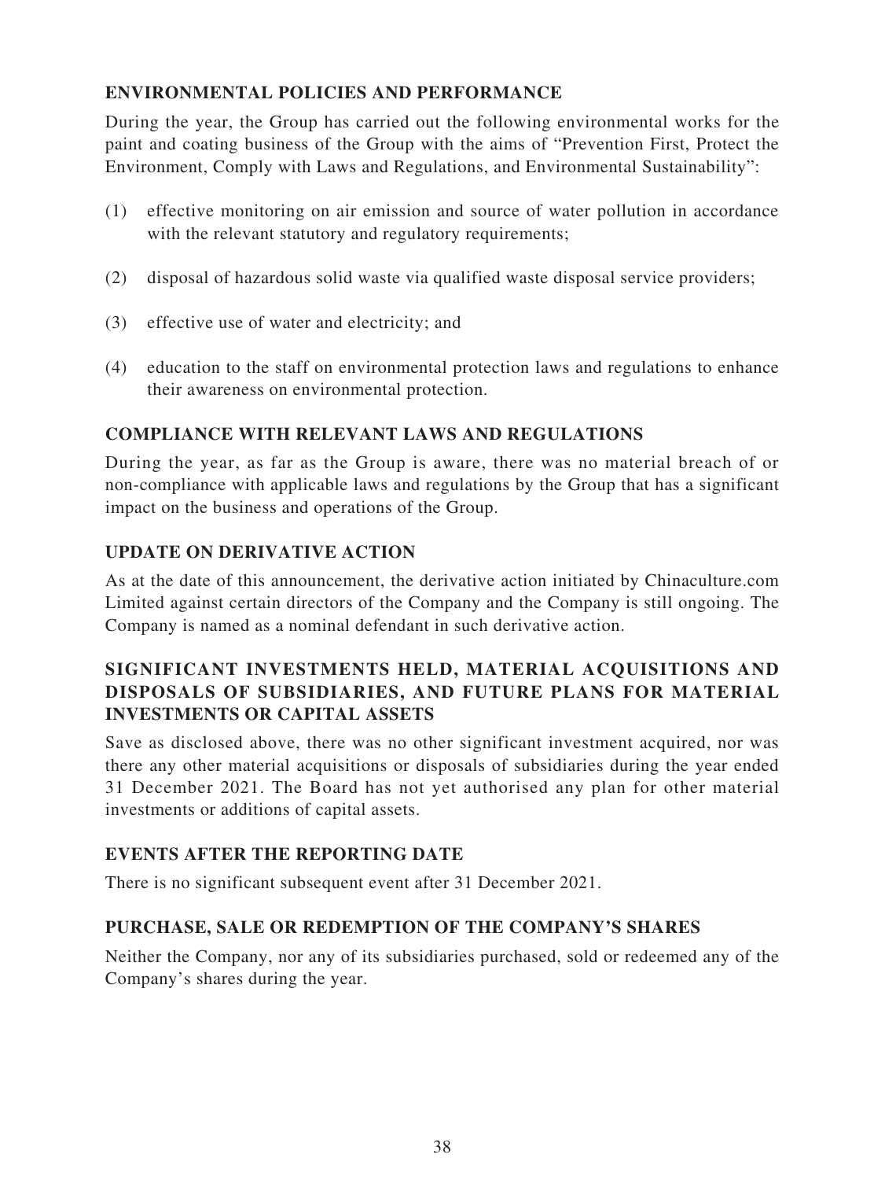## ENVIRONMENTAL POLICIES AND PERFORMANCE

During the year, the Group has carried out the following environmental works for the paint and coating business of the Group with the aims of "Prevention First, Protect the Environment, Comply with Laws and Regulations, and Environmental Sustainability":

(1) effective monitoring on air emission and source of water pollution in accordance with the relevant statutory and regulatory requirements;

(2) disposal of hazardous solid waste via qualified waste disposal service providers;

(3) effective use of water and electricity; and

(4) education to the staff on environmental protection laws and regulations to enhance their awareness on environmental protection.

## COMPLIANCE WITH RELEVANT LAWS AND REGULATIONS

During the year, as far as the Group is aware, there was no material breach of or non-compliance with applicable laws and regulations by the Group that has a significant impact on the business and operations of the Group.

## UPDATE ON DERIVATIVE ACTION

As at the date of this announcement, the derivative action initiated by Chinaculture.com Limited against certain directors of the Company and the Company is still ongoing. The Company is named as a nominal defendant in such derivative action.

## SIGNIFICANT INVESTMENTS HELD, MATERIAL ACQUISITIONS AND DISPOSALS OF SUBSIDIARIES, AND FUTURE PLANS FOR MATERIAL INVESTMENTS OR CAPITAL ASSETS

Save as disclosed above, there was no other significant investment acquired, nor was there any other material acquisitions or disposals of subsidiaries during the year ended 31 December 2021. The Board has not yet authorised any plan for other material investments or additions of capital assets.

## EVENTS AFTER THE REPORTING DATE

There is no significant subsequent event after 31 December 2021.

## PURCHASE, SALE OR REDEMPTION OF THE COMPANY'S SHARES

Neither the Company, nor any of its subsidiaries purchased, sold or redeemed any of the Company's shares during the year.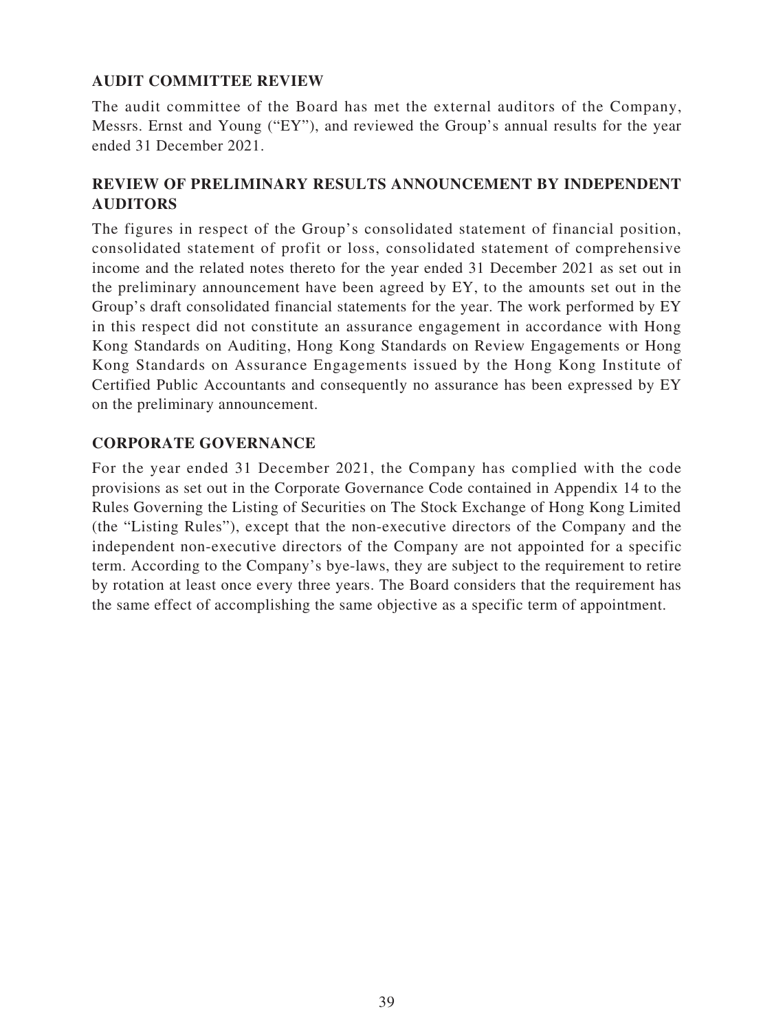## AUDIT COMMITTEE REVIEW

The audit committee of the Board has met the external auditors of the Company, Messrs. Ernst and Young ("EY"), and reviewed the Group's annual results for the year ended 31 December 2021.

## REVIEW OF PRELIMINARY RESULTS ANNOUNCEMENT BY INDEPENDENT AUDITORS

The figures in respect of the Group's consolidated statement of financial position, consolidated statement of profit or loss, consolidated statement of comprehensive income and the related notes thereto for the year ended 31 December 2021 as set out in the preliminary announcement have been agreed by EY, to the amounts set out in the Group's draft consolidated financial statements for the year. The work performed by EY in this respect did not constitute an assurance engagement in accordance with Hong Kong Standards on Auditing, Hong Kong Standards on Review Engagements or Hong Kong Standards on Assurance Engagements issued by the Hong Kong Institute of Certified Public Accountants and consequently no assurance has been expressed by EY on the preliminary announcement.

## CORPORATE GOVERNANCE

For the year ended 31 December 2021, the Company has complied with the code provisions as set out in the Corporate Governance Code contained in Appendix 14 to the Rules Governing the Listing of Securities on The Stock Exchange of Hong Kong Limited (the "Listing Rules"), except that the non-executive directors of the Company and the independent non-executive directors of the Company are not appointed for a specific term. According to the Company's bye-laws, they are subject to the requirement to retire by rotation at least once every three years. The Board considers that the requirement has the same effect of accomplishing the same objective as a specific term of appointment.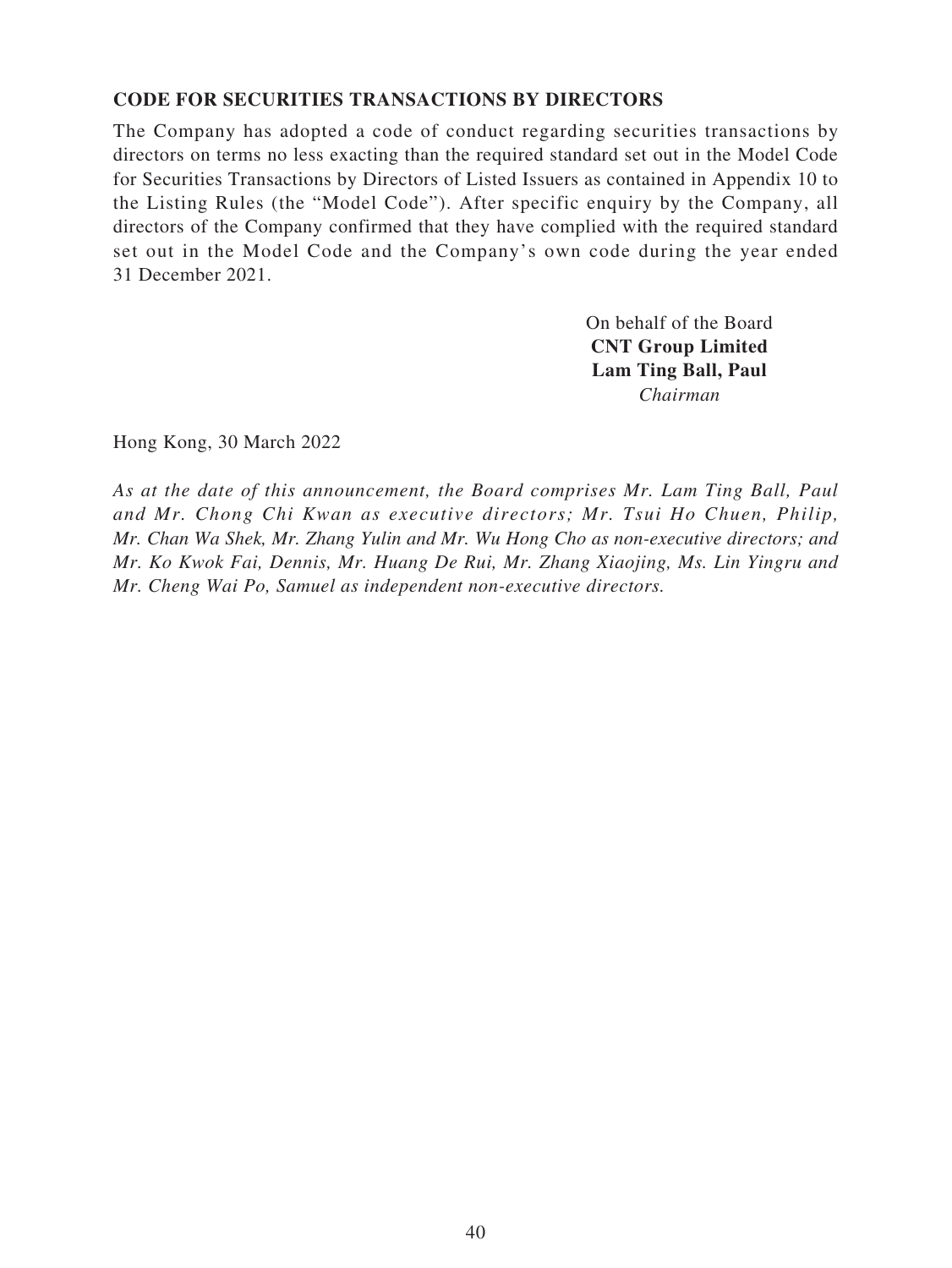**CODE FOR SECURITIES TRANSACTIONS BY DIRECTORS**

The Company has adopted a code of conduct regarding securities transactions by directors on terms no less exacting than the required standard set out in the Model Code for Securities Transactions by Directors of Listed Issuers as contained in Appendix 10 to the Listing Rules (the "Model Code"). After specific enquiry by the Company, all directors of the Company confirmed that they have complied with the required standard set out in the Model Code and the Company's own code during the year ended 31 December 2021.

On behalf of the Board
**CNT Group Limited**
**Lam Ting Ball, Paul**
*Chairman*

Hong Kong, 30 March 2022

*As at the date of this announcement, the Board comprises Mr. Lam Ting Ball, Paul and Mr. Chong Chi Kwan as executive directors; Mr. Tsui Ho Chuen, Philip, Mr. Chan Wa Shek, Mr. Zhang Yulin and Mr. Wu Hong Cho as non-executive directors; and Mr. Ko Kwok Fai, Dennis, Mr. Huang De Rui, Mr. Zhang Xiaojing, Ms. Lin Yingru and Mr. Cheng Wai Po, Samuel as independent non-executive directors.*